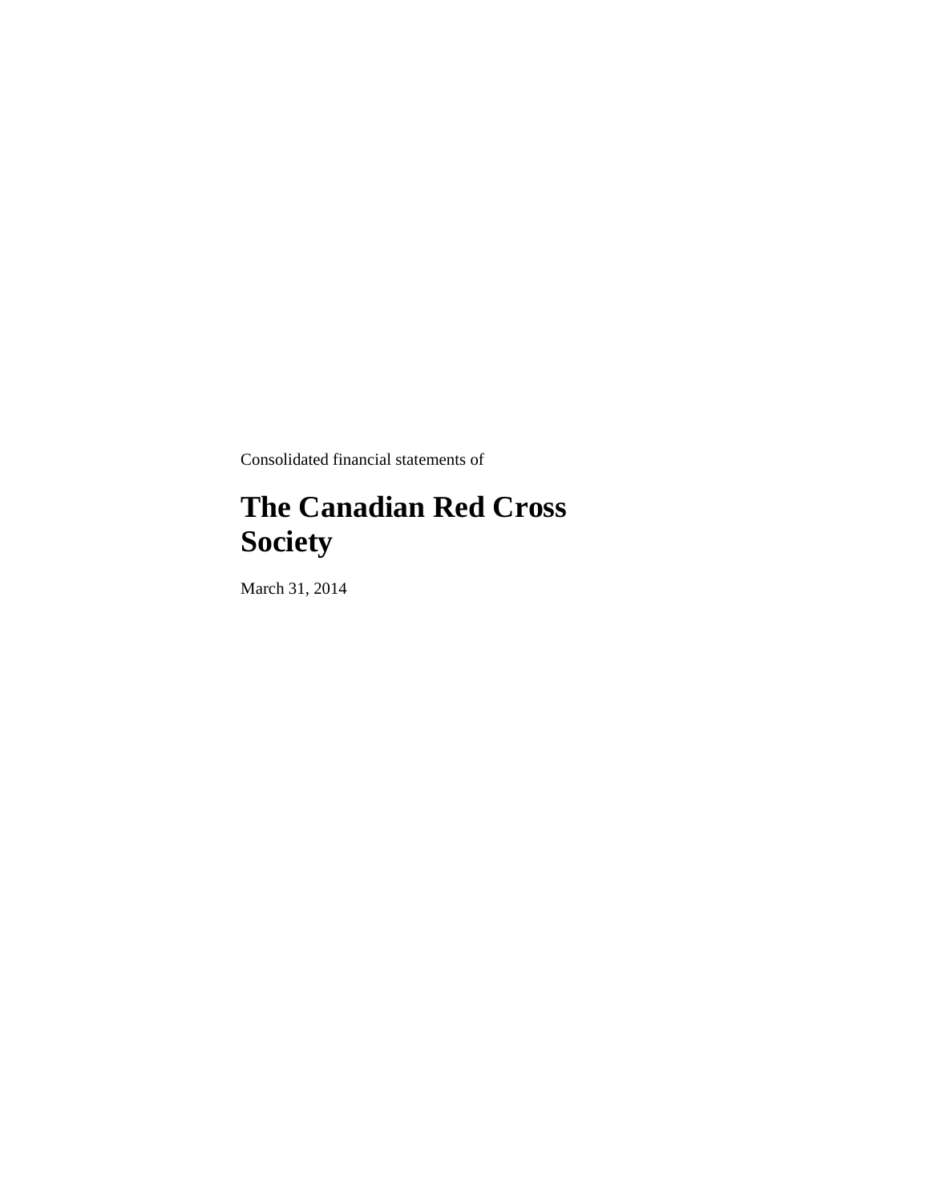Consolidated financial statements of

# The Canadian Red Cross Society

March 31, 2014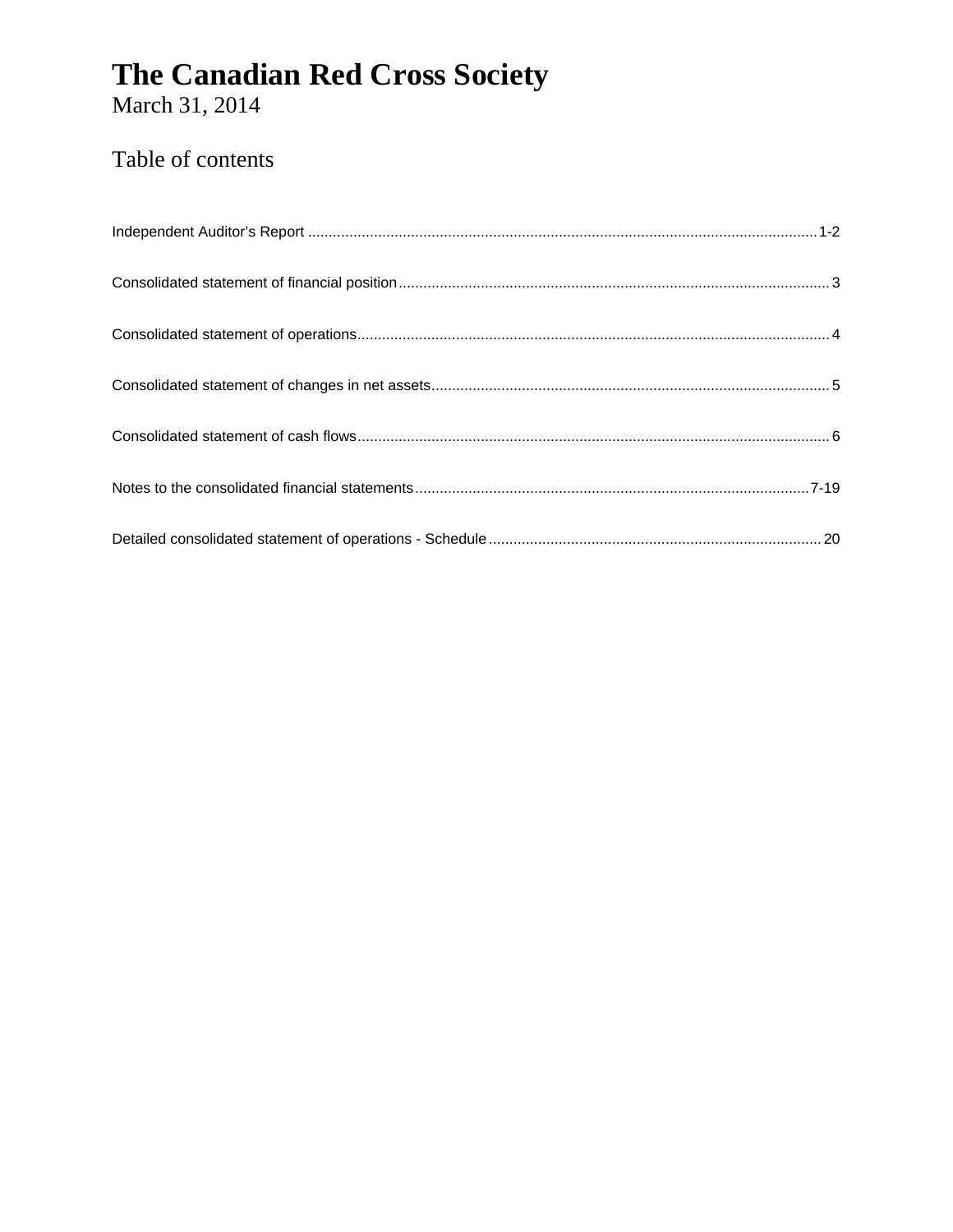# The Canadian Red Cross Society

March 31, 2014

## Table of contents

| | |
|---|---|
| Independent Auditor's Report | 1-2 |
| Consolidated statement of financial position | 3 |
| Consolidated statement of operations | 4 |
| Consolidated statement of changes in net assets | 5 |
| Consolidated statement of cash flows | 6 |
| Notes to the consolidated financial statements | 7-19 |
| Detailed consolidated statement of operations - Schedule | 20 |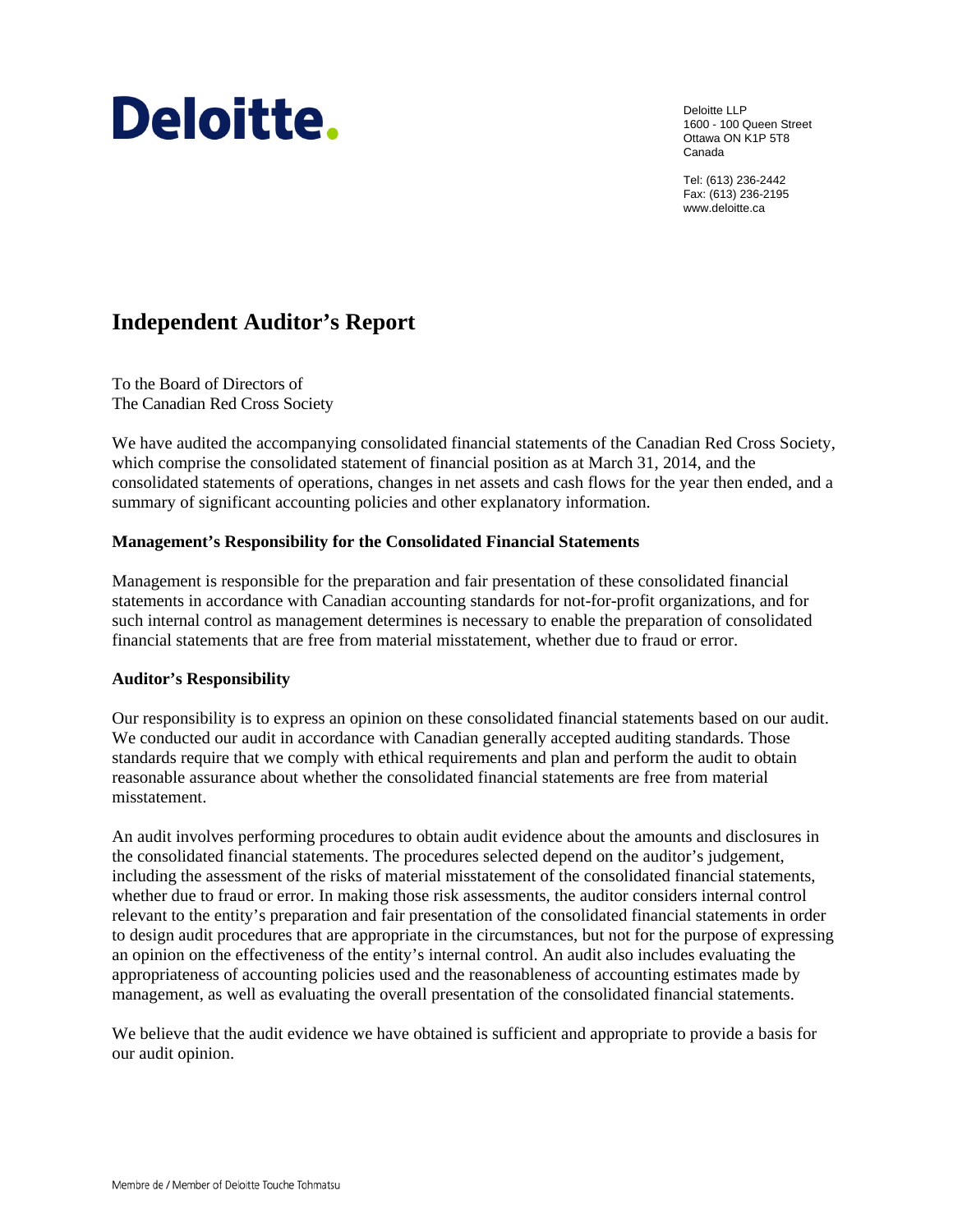Deloitte.

Deloitte LLP
1600 - 100 Queen Street
Ottawa ON K1P 5T8
Canada

Tel: (613) 236-2442
Fax: (613) 236-2195
www.deloitte.ca

# Independent Auditor's Report

To the Board of Directors of
The Canadian Red Cross Society

We have audited the accompanying consolidated financial statements of the Canadian Red Cross Society, which comprise the consolidated statement of financial position as at March 31, 2014, and the consolidated statements of operations, changes in net assets and cash flows for the year then ended, and a summary of significant accounting policies and other explanatory information.

**Management's Responsibility for the Consolidated Financial Statements**

Management is responsible for the preparation and fair presentation of these consolidated financial statements in accordance with Canadian accounting standards for not-for-profit organizations, and for such internal control as management determines is necessary to enable the preparation of consolidated financial statements that are free from material misstatement, whether due to fraud or error.

**Auditor's Responsibility**

Our responsibility is to express an opinion on these consolidated financial statements based on our audit. We conducted our audit in accordance with Canadian generally accepted auditing standards. Those standards require that we comply with ethical requirements and plan and perform the audit to obtain reasonable assurance about whether the consolidated financial statements are free from material misstatement.

An audit involves performing procedures to obtain audit evidence about the amounts and disclosures in the consolidated financial statements. The procedures selected depend on the auditor's judgement, including the assessment of the risks of material misstatement of the consolidated financial statements, whether due to fraud or error. In making those risk assessments, the auditor considers internal control relevant to the entity's preparation and fair presentation of the consolidated financial statements in order to design audit procedures that are appropriate in the circumstances, but not for the purpose of expressing an opinion on the effectiveness of the entity's internal control. An audit also includes evaluating the appropriateness of accounting policies used and the reasonableness of accounting estimates made by management, as well as evaluating the overall presentation of the consolidated financial statements.

We believe that the audit evidence we have obtained is sufficient and appropriate to provide a basis for our audit opinion.

Membre de / Member of Deloitte Touche Tohmatsu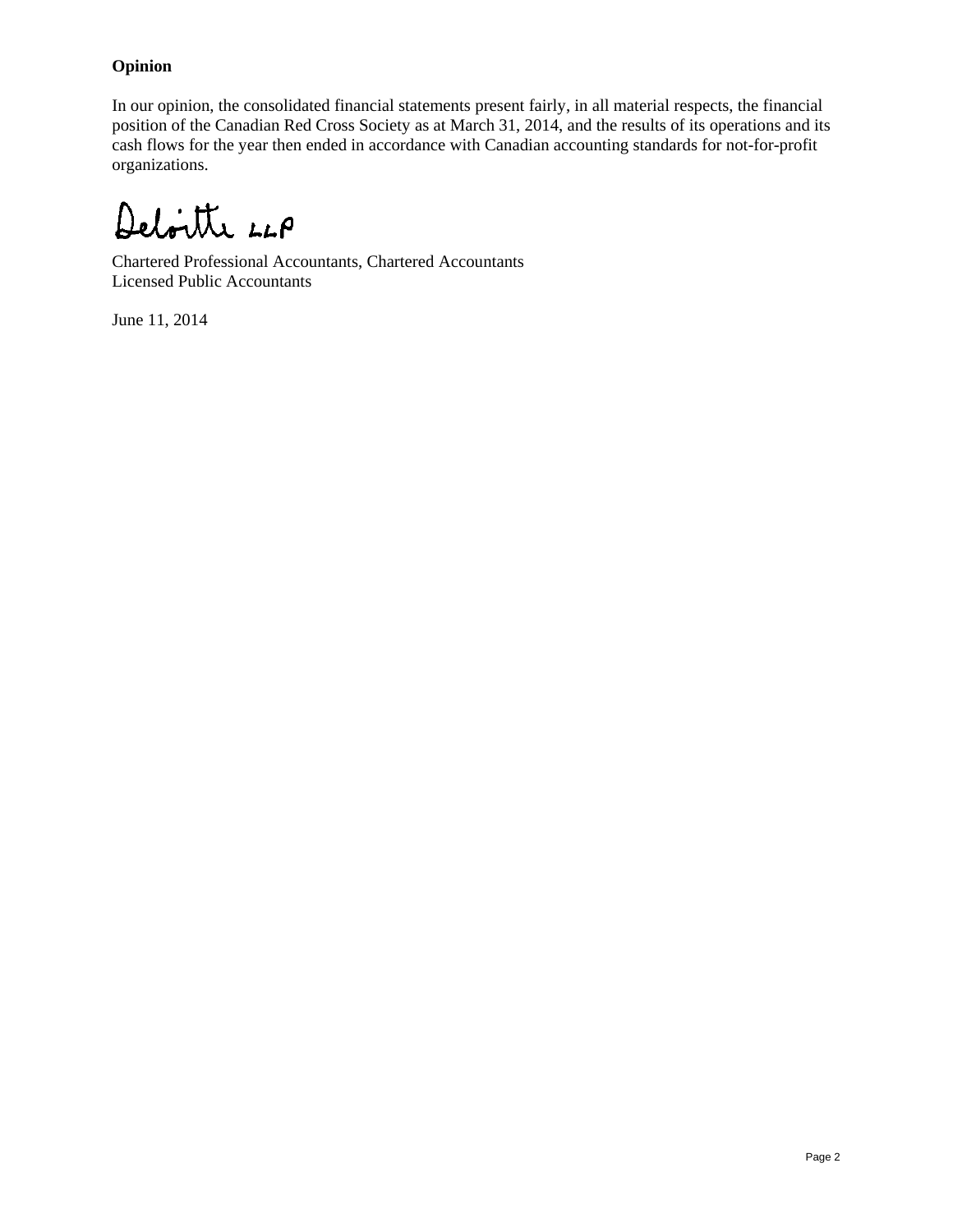**Opinion**

In our opinion, the consolidated financial statements present fairly, in all material respects, the financial position of the Canadian Red Cross Society as at March 31, 2014, and the results of its operations and its cash flows for the year then ended in accordance with Canadian accounting standards for not-for-profit organizations.

Deloitte LLP

Chartered Professional Accountants, Chartered Accountants
Licensed Public Accountants

June 11, 2014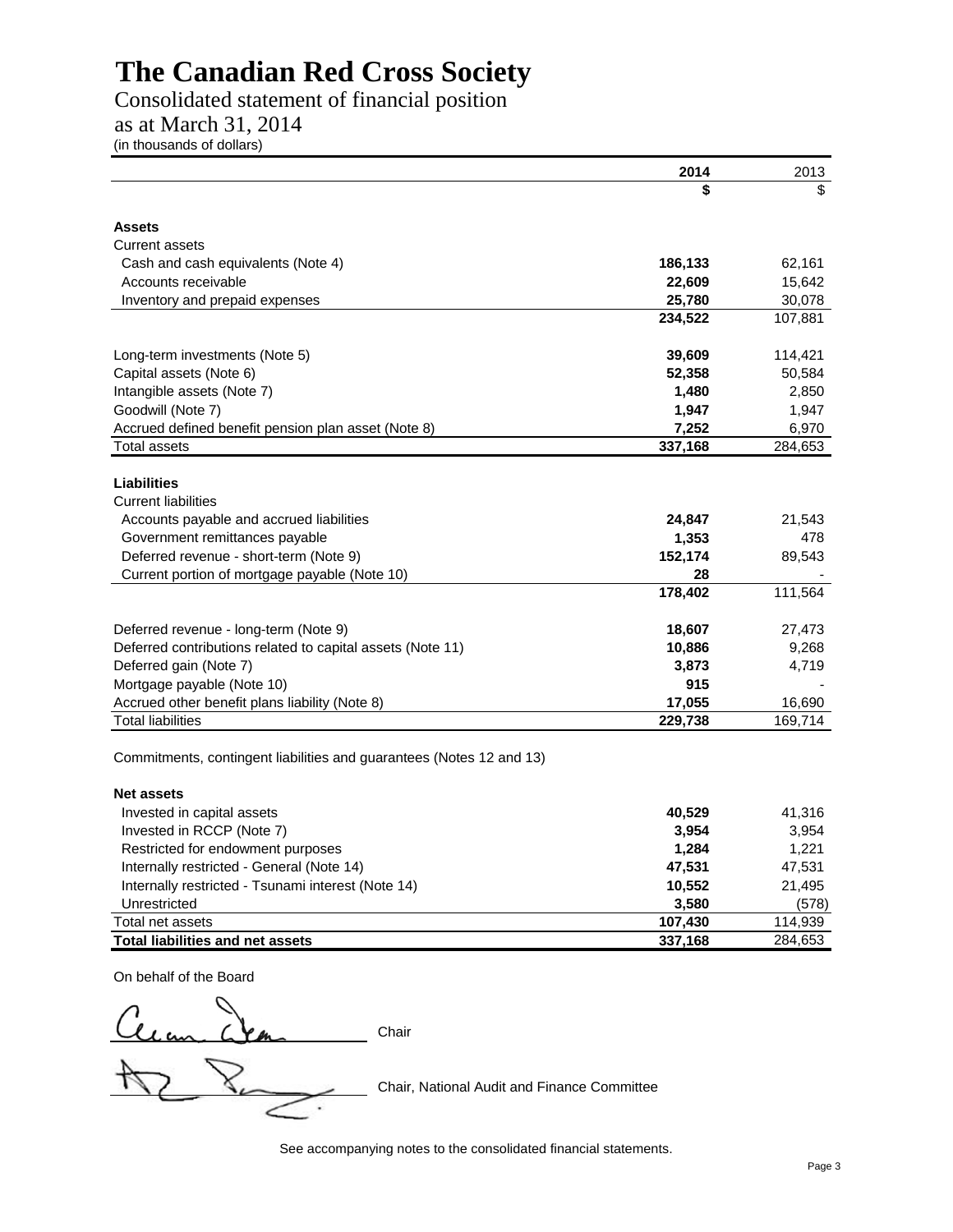# The Canadian Red Cross Society

Consolidated statement of financial position
as at March 31, 2014
(in thousands of dollars)

| | 2014 | 2013 |
|---|---|---|
| | $ | $ |
| **Assets** | | |
| Current assets | | |
| Cash and cash equivalents (Note 4) | **186,133** | 62,161 |
| Accounts receivable | **22,609** | 15,642 |
| Inventory and prepaid expenses | **25,780** | 30,078 |
| | **234,522** | 107,881 |
| Long-term investments (Note 5) | **39,609** | 114,421 |
| Capital assets (Note 6) | **52,358** | 50,584 |
| Intangible assets (Note 7) | **1,480** | 2,850 |
| Goodwill (Note 7) | **1,947** | 1,947 |
| Accrued defined benefit pension plan asset (Note 8) | **7,252** | 6,970 |
| Total assets | **337,168** | 284,653 |
| **Liabilities** | | |
| Current liabilities | | |
| Accounts payable and accrued liabilities | **24,847** | 21,543 |
| Government remittances payable | **1,353** | 478 |
| Deferred revenue - short-term (Note 9) | **152,174** | 89,543 |
| Current portion of mortgage payable (Note 10) | **28** | - |
| | **178,402** | 111,564 |
| Deferred revenue - long-term (Note 9) | **18,607** | 27,473 |
| Deferred contributions related to capital assets (Note 11) | **10,886** | 9,268 |
| Deferred gain (Note 7) | **3,873** | 4,719 |
| Mortgage payable (Note 10) | **915** | - |
| Accrued other benefit plans liability (Note 8) | **17,055** | 16,690 |
| Total liabilities | **229,738** | 169,714 |
| Commitments, contingent liabilities and guarantees (Notes 12 and 13) | | |
| **Net assets** | | |
| Invested in capital assets | **40,529** | 41,316 |
| Invested in RCCP (Note 7) | **3,954** | 3,954 |
| Restricted for endowment purposes | **1,284** | 1,221 |
| Internally restricted - General (Note 14) | **47,531** | 47,531 |
| Internally restricted - Tsunami interest (Note 14) | **10,552** | 21,495 |
| Unrestricted | **3,580** | (578) |
| Total net assets | **107,430** | 114,939 |
| **Total liabilities and net assets** | **337,168** | 284,653 |

On behalf of the Board

Chair

Chair, National Audit and Finance Committee

See accompanying notes to the consolidated financial statements.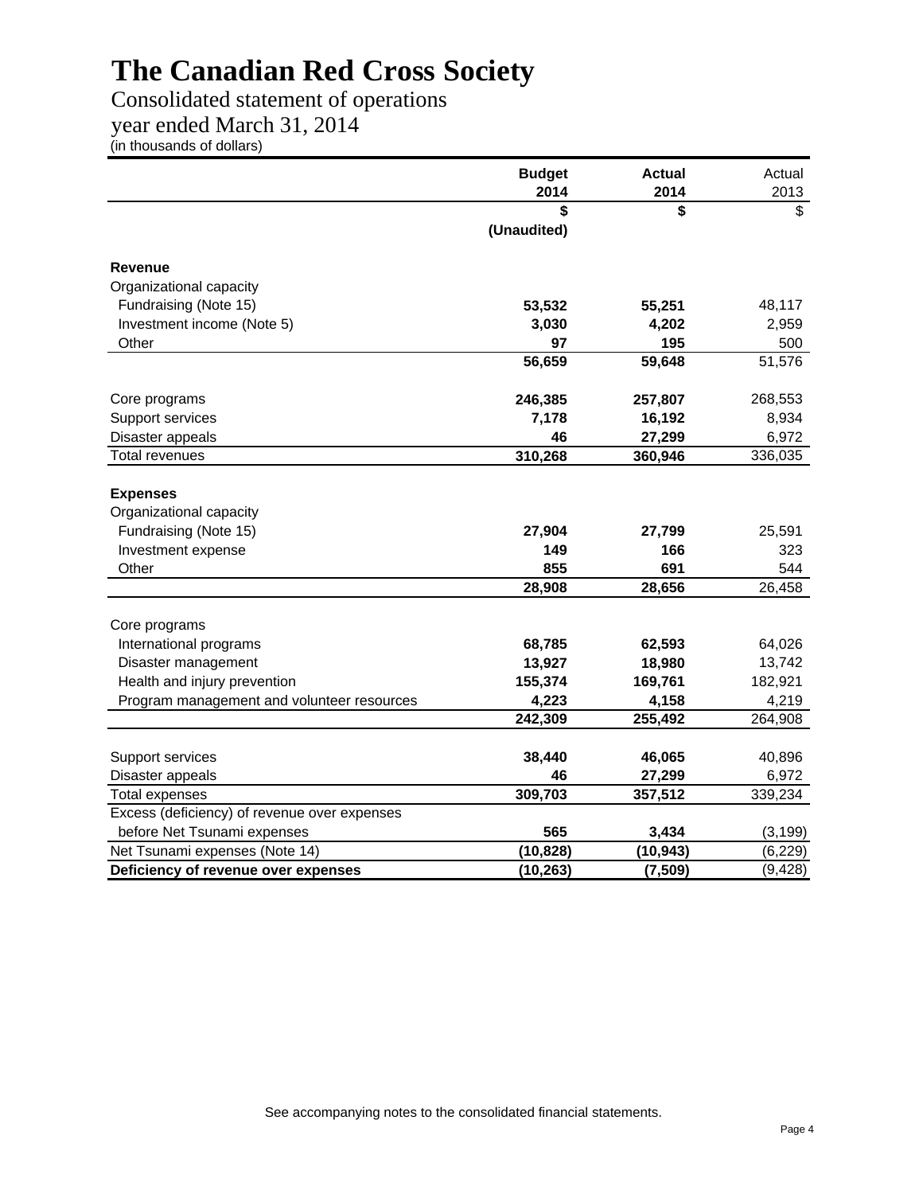# The Canadian Red Cross Society

Consolidated statement of operations

year ended March 31, 2014

(in thousands of dollars)

| | **Budget 2014** | **Actual 2014** | Actual 2013 |
|---|---|---|---|
| | **$** | **$** | $ |
| | **(Unaudited)** | | |
| **Revenue** | | | |
| Organizational capacity | | | |
| Fundraising (Note 15) | **53,532** | **55,251** | 48,117 |
| Investment income (Note 5) | **3,030** | **4,202** | 2,959 |
| Other | **97** | **195** | 500 |
| | **56,659** | **59,648** | 51,576 |
| Core programs | **246,385** | **257,807** | 268,553 |
| Support services | **7,178** | **16,192** | 8,934 |
| Disaster appeals | **46** | **27,299** | 6,972 |
| Total revenues | **310,268** | **360,946** | 336,035 |
| **Expenses** | | | |
| Organizational capacity | | | |
| Fundraising (Note 15) | **27,904** | **27,799** | 25,591 |
| Investment expense | **149** | **166** | 323 |
| Other | **855** | **691** | 544 |
| | **28,908** | **28,656** | 26,458 |
| Core programs | | | |
| International programs | **68,785** | **62,593** | 64,026 |
| Disaster management | **13,927** | **18,980** | 13,742 |
| Health and injury prevention | **155,374** | **169,761** | 182,921 |
| Program management and volunteer resources | **4,223** | **4,158** | 4,219 |
| | **242,309** | **255,492** | 264,908 |
| Support services | **38,440** | **46,065** | 40,896 |
| Disaster appeals | **46** | **27,299** | 6,972 |
| Total expenses | **309,703** | **357,512** | 339,234 |
| Excess (deficiency) of revenue over expenses before Net Tsunami expenses | **565** | **3,434** | (3,199) |
| Net Tsunami expenses (Note 14) | **(10,828)** | **(10,943)** | (6,229) |
| **Deficiency of revenue over expenses** | **(10,263)** | **(7,509)** | (9,428) |

See accompanying notes to the consolidated financial statements.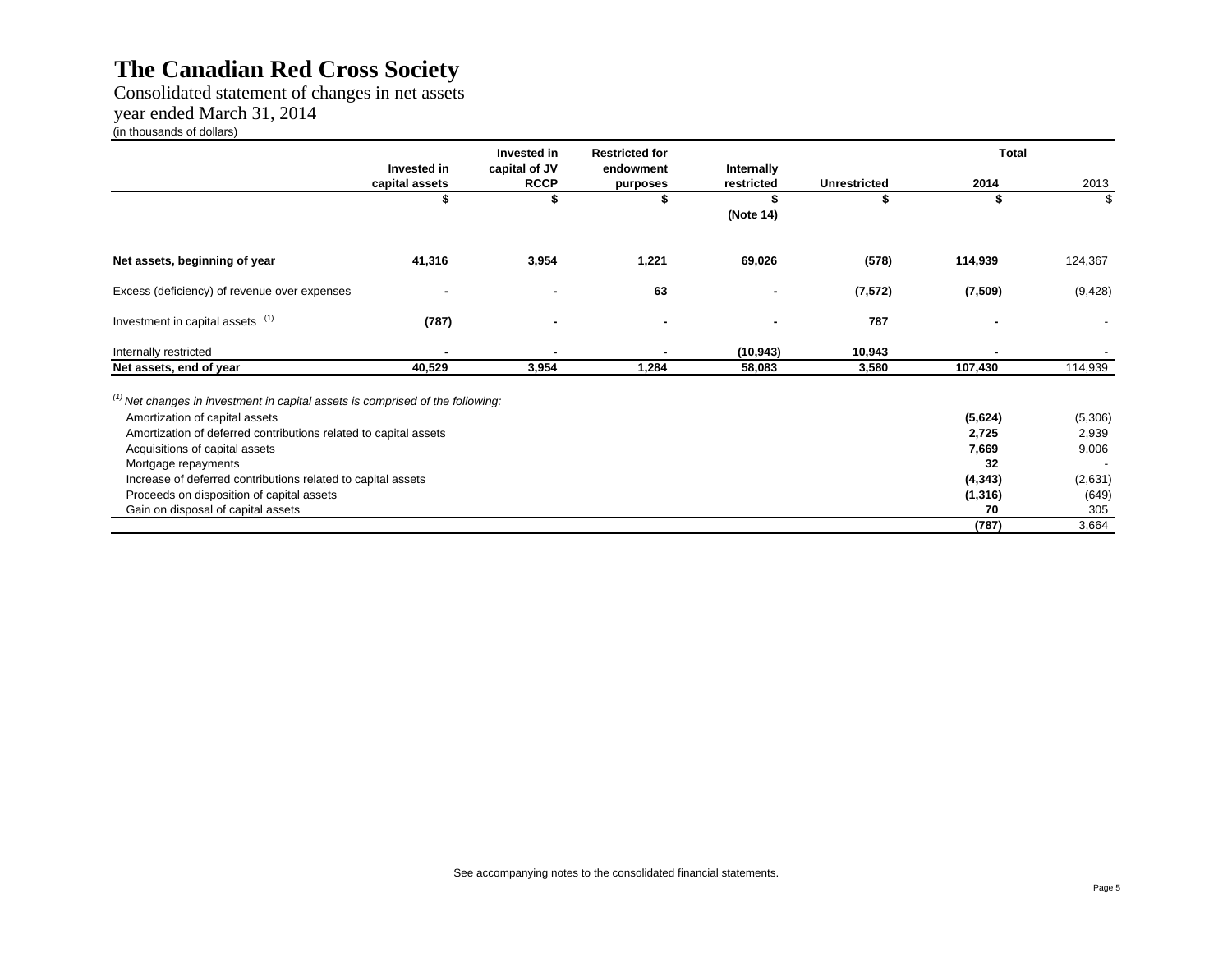# The Canadian Red Cross Society

Consolidated statement of changes in net assets
year ended March 31, 2014
(in thousands of dollars)

| | Invested in capital assets | Invested in capital of JV RCCP | Restricted for endowment purposes | Internally restricted | Unrestricted | Total 2014 | Total 2013 |
|---|---|---|---|---|---|---|---|
| | $ | $ | $ | $ (Note 14) | $ | $ | $ |
| **Net assets, beginning of year** | **41,316** | **3,954** | **1,221** | **69,026** | **(578)** | **114,939** | 124,367 |
| Excess (deficiency) of revenue over expenses | **-** | **-** | **63** | **-** | **(7,572)** | **(7,509)** | (9,428) |
| Investment in capital assets [(1)] | **(787)** | **-** | **-** | **-** | **787** | **-** | - |
| Internally restricted | **-** | **-** | **-** | **(10,943)** | **10,943** | **-** | - |
| **Net assets, end of year** | **40,529** | **3,954** | **1,284** | **58,083** | **3,580** | **107,430** | 114,939 |

[(1)] *Net changes in investment in capital assets is comprised of the following:*

| | 2014 | 2013 |
|---|---|---|
| Amortization of capital assets | **(5,624)** | (5,306) |
| Amortization of deferred contributions related to capital assets | **2,725** | 2,939 |
| Acquisitions of capital assets | **7,669** | 9,006 |
| Mortgage repayments | **32** | - |
| Increase of deferred contributions related to capital assets | **(4,343)** | (2,631) |
| Proceeds on disposition of capital assets | **(1,316)** | (649) |
| Gain on disposal of capital assets | **70** | 305 |
| | **(787)** | 3,664 |

See accompanying notes to the consolidated financial statements.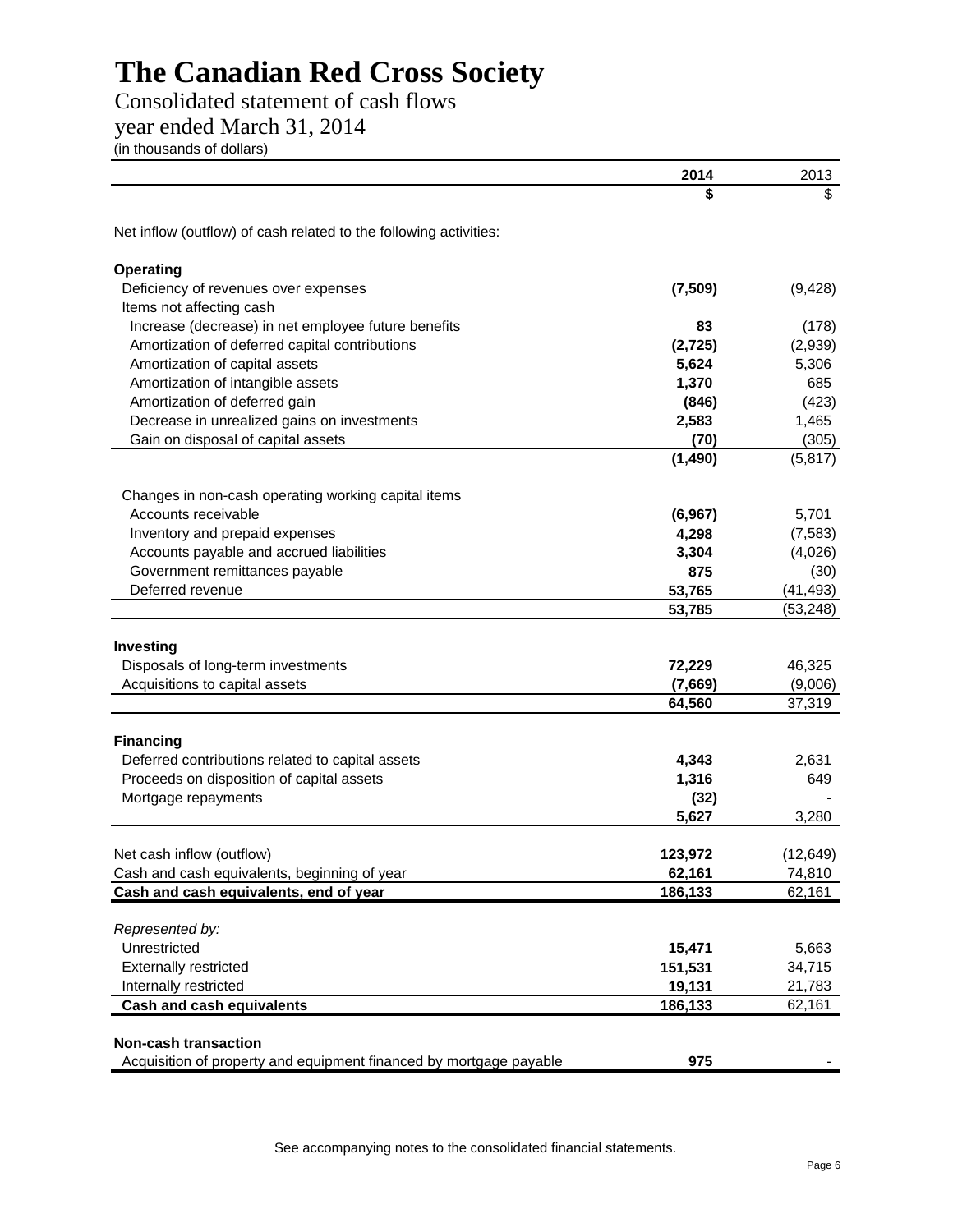# The Canadian Red Cross Society

Consolidated statement of cash flows

year ended March 31, 2014

(in thousands of dollars)

| | **2014** | 2013 |
|---|---|---|
| | **$** | $ |
| Net inflow (outflow) of cash related to the following activities: | | |
| **Operating** | | |
| Deficiency of revenues over expenses | **(7,509)** | (9,428) |
| Items not affecting cash | | |
| Increase (decrease) in net employee future benefits | **83** | (178) |
| Amortization of deferred capital contributions | **(2,725)** | (2,939) |
| Amortization of capital assets | **5,624** | 5,306 |
| Amortization of intangible assets | **1,370** | 685 |
| Amortization of deferred gain | **(846)** | (423) |
| Decrease in unrealized gains on investments | **2,583** | 1,465 |
| Gain on disposal of capital assets | **(70)** | (305) |
| | **(1,490)** | (5,817) |
| Changes in non-cash operating working capital items | | |
| Accounts receivable | **(6,967)** | 5,701 |
| Inventory and prepaid expenses | **4,298** | (7,583) |
| Accounts payable and accrued liabilities | **3,304** | (4,026) |
| Government remittances payable | **875** | (30) |
| Deferred revenue | **53,765** | (41,493) |
| | **53,785** | (53,248) |
| **Investing** | | |
| Disposals of long-term investments | **72,229** | 46,325 |
| Acquisitions to capital assets | **(7,669)** | (9,006) |
| | **64,560** | 37,319 |
| **Financing** | | |
| Deferred contributions related to capital assets | **4,343** | 2,631 |
| Proceeds on disposition of capital assets | **1,316** | 649 |
| Mortgage repayments | **(32)** | - |
| | **5,627** | 3,280 |
| Net cash inflow (outflow) | **123,972** | (12,649) |
| Cash and cash equivalents, beginning of year | **62,161** | 74,810 |
| **Cash and cash equivalents, end of year** | **186,133** | 62,161 |
| *Represented by:* | | |
| Unrestricted | **15,471** | 5,663 |
| Externally restricted | **151,531** | 34,715 |
| Internally restricted | **19,131** | 21,783 |
| **Cash and cash equivalents** | **186,133** | 62,161 |
| **Non-cash transaction** | | |
| Acquisition of property and equipment financed by mortgage payable | **975** | - |

See accompanying notes to the consolidated financial statements.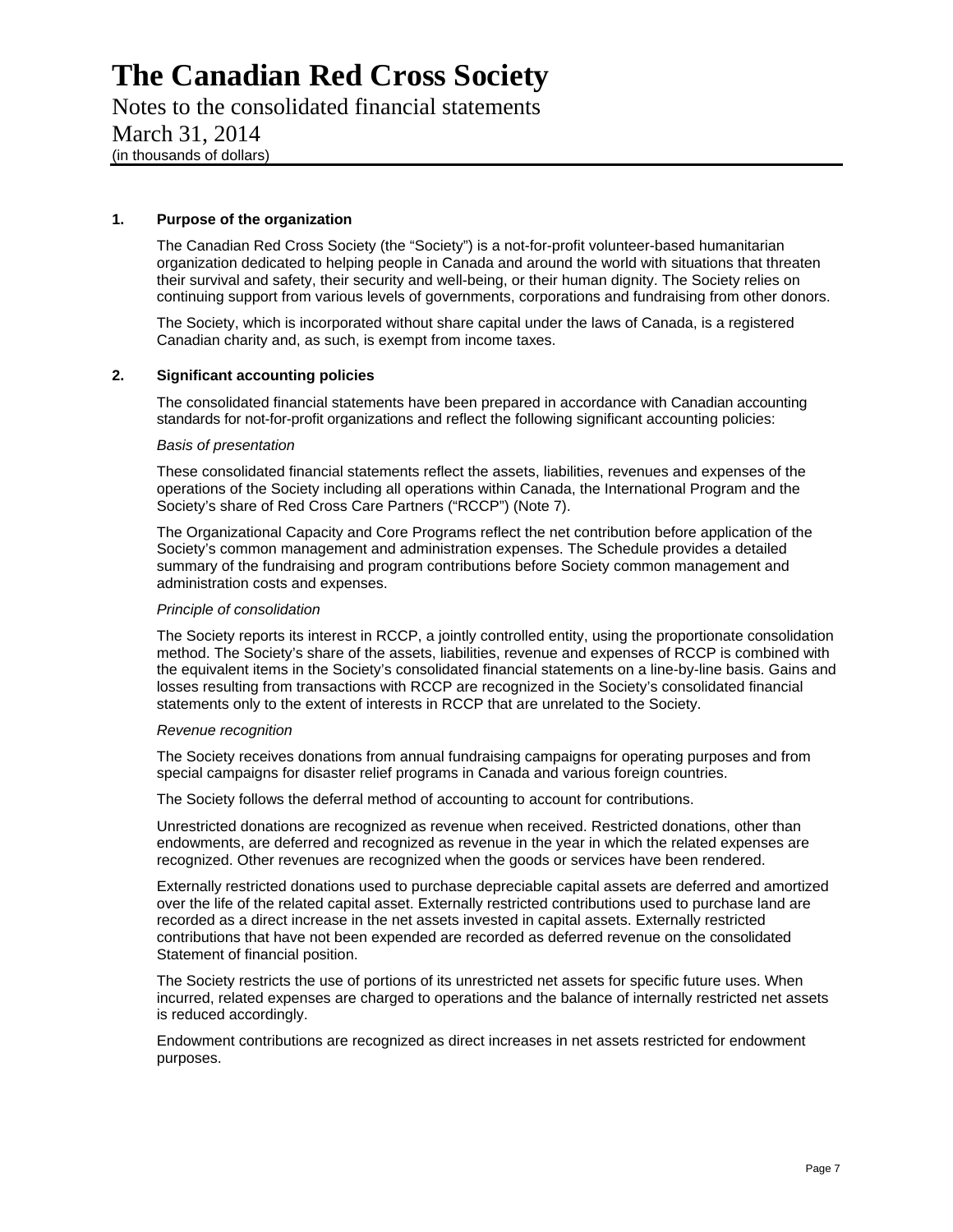# The Canadian Red Cross Society

Notes to the consolidated financial statements

March 31, 2014

(in thousands of dollars)

## 1. Purpose of the organization

The Canadian Red Cross Society (the "Society") is a not-for-profit volunteer-based humanitarian organization dedicated to helping people in Canada and around the world with situations that threaten their survival and safety, their security and well-being, or their human dignity. The Society relies on continuing support from various levels of governments, corporations and fundraising from other donors.

The Society, which is incorporated without share capital under the laws of Canada, is a registered Canadian charity and, as such, is exempt from income taxes.

## 2. Significant accounting policies

The consolidated financial statements have been prepared in accordance with Canadian accounting standards for not-for-profit organizations and reflect the following significant accounting policies:

*Basis of presentation*

These consolidated financial statements reflect the assets, liabilities, revenues and expenses of the operations of the Society including all operations within Canada, the International Program and the Society's share of Red Cross Care Partners ("RCCP") (Note 7).

The Organizational Capacity and Core Programs reflect the net contribution before application of the Society's common management and administration expenses. The Schedule provides a detailed summary of the fundraising and program contributions before Society common management and administration costs and expenses.

*Principle of consolidation*

The Society reports its interest in RCCP, a jointly controlled entity, using the proportionate consolidation method. The Society's share of the assets, liabilities, revenue and expenses of RCCP is combined with the equivalent items in the Society's consolidated financial statements on a line-by-line basis. Gains and losses resulting from transactions with RCCP are recognized in the Society's consolidated financial statements only to the extent of interests in RCCP that are unrelated to the Society.

*Revenue recognition*

The Society receives donations from annual fundraising campaigns for operating purposes and from special campaigns for disaster relief programs in Canada and various foreign countries.

The Society follows the deferral method of accounting to account for contributions.

Unrestricted donations are recognized as revenue when received. Restricted donations, other than endowments, are deferred and recognized as revenue in the year in which the related expenses are recognized. Other revenues are recognized when the goods or services have been rendered.

Externally restricted donations used to purchase depreciable capital assets are deferred and amortized over the life of the related capital asset. Externally restricted contributions used to purchase land are recorded as a direct increase in the net assets invested in capital assets. Externally restricted contributions that have not been expended are recorded as deferred revenue on the consolidated Statement of financial position.

The Society restricts the use of portions of its unrestricted net assets for specific future uses. When incurred, related expenses are charged to operations and the balance of internally restricted net assets is reduced accordingly.

Endowment contributions are recognized as direct increases in net assets restricted for endowment purposes.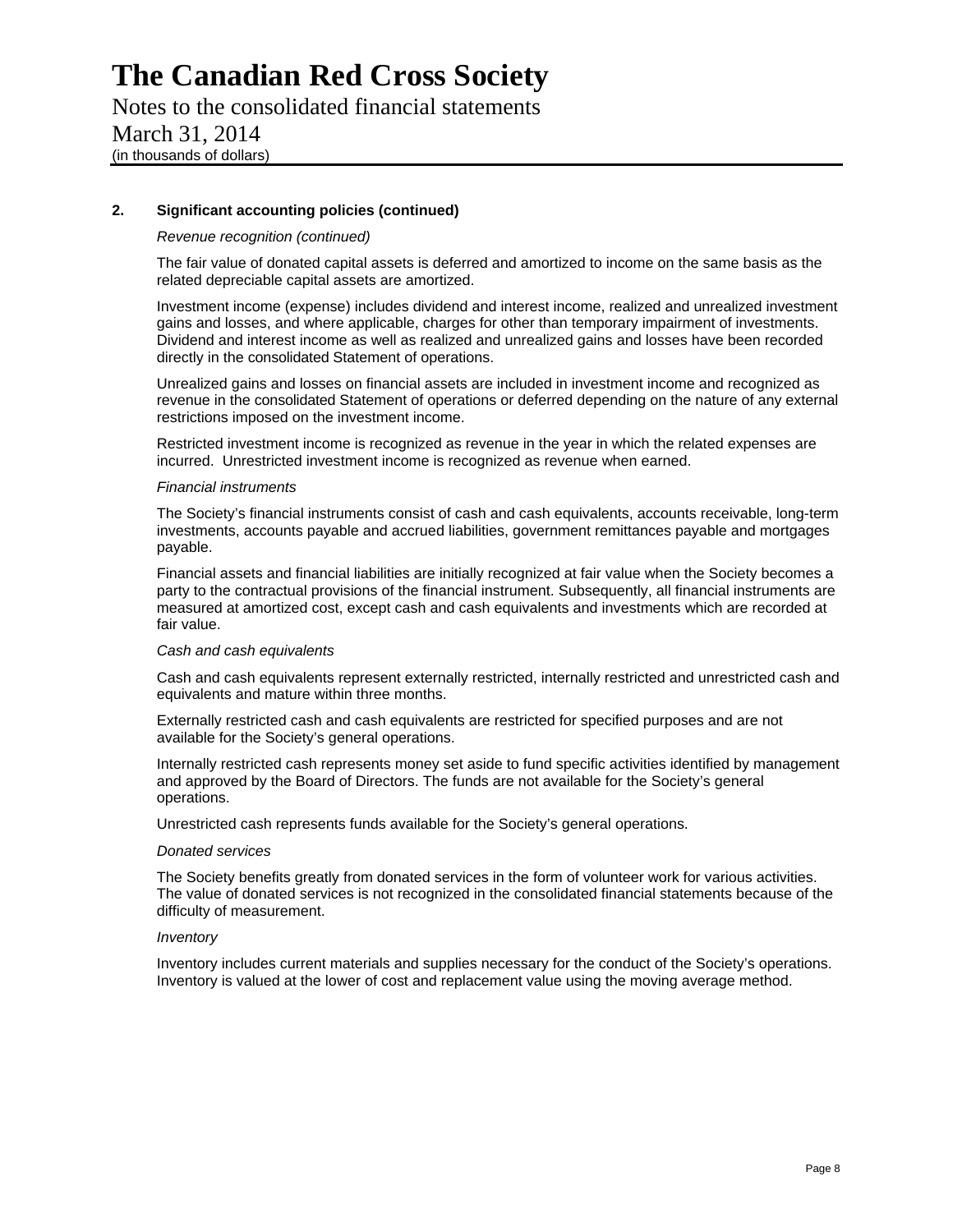**2. Significant accounting policies (continued)**

*Revenue recognition (continued)*

The fair value of donated capital assets is deferred and amortized to income on the same basis as the related depreciable capital assets are amortized.

Investment income (expense) includes dividend and interest income, realized and unrealized investment gains and losses, and where applicable, charges for other than temporary impairment of investments. Dividend and interest income as well as realized and unrealized gains and losses have been recorded directly in the consolidated Statement of operations.

Unrealized gains and losses on financial assets are included in investment income and recognized as revenue in the consolidated Statement of operations or deferred depending on the nature of any external restrictions imposed on the investment income.

Restricted investment income is recognized as revenue in the year in which the related expenses are incurred. Unrestricted investment income is recognized as revenue when earned.

*Financial instruments*

The Society's financial instruments consist of cash and cash equivalents, accounts receivable, long-term investments, accounts payable and accrued liabilities, government remittances payable and mortgages payable.

Financial assets and financial liabilities are initially recognized at fair value when the Society becomes a party to the contractual provisions of the financial instrument. Subsequently, all financial instruments are measured at amortized cost, except cash and cash equivalents and investments which are recorded at fair value.

*Cash and cash equivalents*

Cash and cash equivalents represent externally restricted, internally restricted and unrestricted cash and equivalents and mature within three months.

Externally restricted cash and cash equivalents are restricted for specified purposes and are not available for the Society's general operations.

Internally restricted cash represents money set aside to fund specific activities identified by management and approved by the Board of Directors. The funds are not available for the Society's general operations.

Unrestricted cash represents funds available for the Society's general operations.

*Donated services*

The Society benefits greatly from donated services in the form of volunteer work for various activities. The value of donated services is not recognized in the consolidated financial statements because of the difficulty of measurement.

*Inventory*

Inventory includes current materials and supplies necessary for the conduct of the Society's operations. Inventory is valued at the lower of cost and replacement value using the moving average method.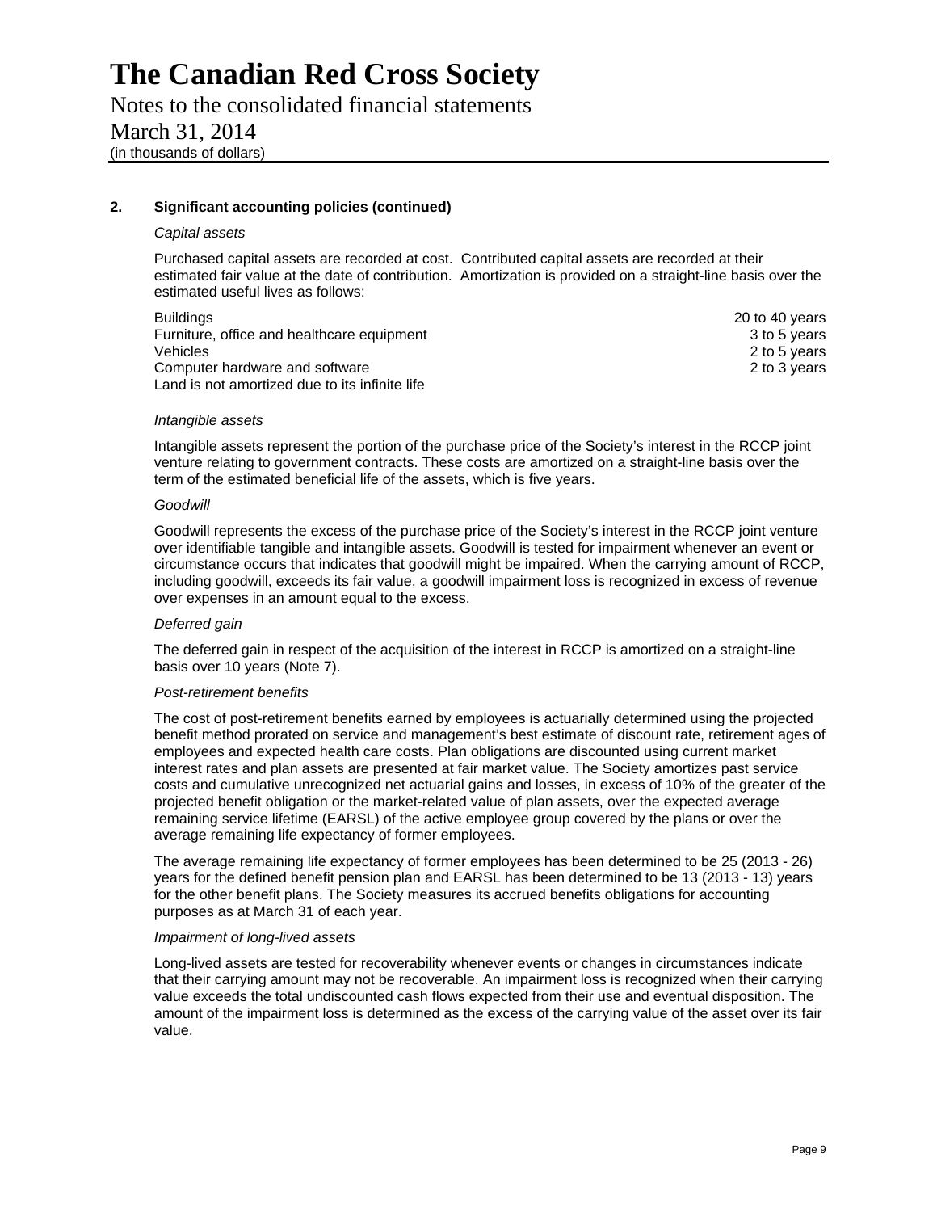# The Canadian Red Cross Society

Notes to the consolidated financial statements

March 31, 2014

(in thousands of dollars)

**2. Significant accounting policies (continued)**

*Capital assets*

Purchased capital assets are recorded at cost. Contributed capital assets are recorded at their estimated fair value at the date of contribution. Amortization is provided on a straight-line basis over the estimated useful lives as follows:

| | |
|---|---|
| Buildings | 20 to 40 years |
| Furniture, office and healthcare equipment | 3 to 5 years |
| Vehicles | 2 to 5 years |
| Computer hardware and software | 2 to 3 years |
| Land is not amortized due to its infinite life | |

*Intangible assets*

Intangible assets represent the portion of the purchase price of the Society's interest in the RCCP joint venture relating to government contracts. These costs are amortized on a straight-line basis over the term of the estimated beneficial life of the assets, which is five years.

*Goodwill*

Goodwill represents the excess of the purchase price of the Society's interest in the RCCP joint venture over identifiable tangible and intangible assets. Goodwill is tested for impairment whenever an event or circumstance occurs that indicates that goodwill might be impaired. When the carrying amount of RCCP, including goodwill, exceeds its fair value, a goodwill impairment loss is recognized in excess of revenue over expenses in an amount equal to the excess.

*Deferred gain*

The deferred gain in respect of the acquisition of the interest in RCCP is amortized on a straight-line basis over 10 years (Note 7).

*Post-retirement benefits*

The cost of post-retirement benefits earned by employees is actuarially determined using the projected benefit method prorated on service and management's best estimate of discount rate, retirement ages of employees and expected health care costs. Plan obligations are discounted using current market interest rates and plan assets are presented at fair market value. The Society amortizes past service costs and cumulative unrecognized net actuarial gains and losses, in excess of 10% of the greater of the projected benefit obligation or the market-related value of plan assets, over the expected average remaining service lifetime (EARSL) of the active employee group covered by the plans or over the average remaining life expectancy of former employees.

The average remaining life expectancy of former employees has been determined to be 25 (2013 - 26) years for the defined benefit pension plan and EARSL has been determined to be 13 (2013 - 13) years for the other benefit plans. The Society measures its accrued benefits obligations for accounting purposes as at March 31 of each year.

*Impairment of long-lived assets*

Long-lived assets are tested for recoverability whenever events or changes in circumstances indicate that their carrying amount may not be recoverable. An impairment loss is recognized when their carrying value exceeds the total undiscounted cash flows expected from their use and eventual disposition. The amount of the impairment loss is determined as the excess of the carrying value of the asset over its fair value.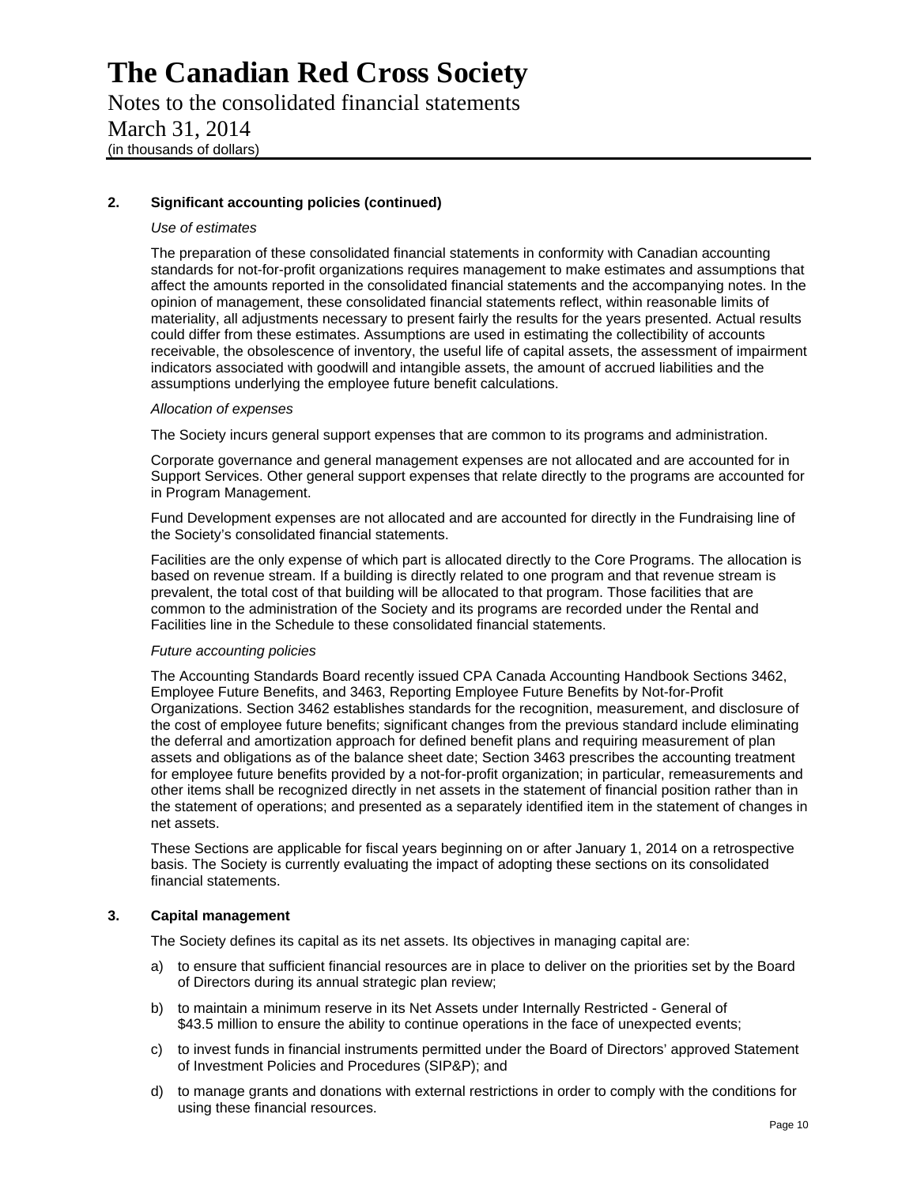## 2. Significant accounting policies (continued)

*Use of estimates*

The preparation of these consolidated financial statements in conformity with Canadian accounting standards for not-for-profit organizations requires management to make estimates and assumptions that affect the amounts reported in the consolidated financial statements and the accompanying notes. In the opinion of management, these consolidated financial statements reflect, within reasonable limits of materiality, all adjustments necessary to present fairly the results for the years presented. Actual results could differ from these estimates. Assumptions are used in estimating the collectibility of accounts receivable, the obsolescence of inventory, the useful life of capital assets, the assessment of impairment indicators associated with goodwill and intangible assets, the amount of accrued liabilities and the assumptions underlying the employee future benefit calculations.

*Allocation of expenses*

The Society incurs general support expenses that are common to its programs and administration.

Corporate governance and general management expenses are not allocated and are accounted for in Support Services. Other general support expenses that relate directly to the programs are accounted for in Program Management.

Fund Development expenses are not allocated and are accounted for directly in the Fundraising line of the Society's consolidated financial statements.

Facilities are the only expense of which part is allocated directly to the Core Programs. The allocation is based on revenue stream. If a building is directly related to one program and that revenue stream is prevalent, the total cost of that building will be allocated to that program. Those facilities that are common to the administration of the Society and its programs are recorded under the Rental and Facilities line in the Schedule to these consolidated financial statements.

*Future accounting policies*

The Accounting Standards Board recently issued CPA Canada Accounting Handbook Sections 3462, Employee Future Benefits, and 3463, Reporting Employee Future Benefits by Not-for-Profit Organizations. Section 3462 establishes standards for the recognition, measurement, and disclosure of the cost of employee future benefits; significant changes from the previous standard include eliminating the deferral and amortization approach for defined benefit plans and requiring measurement of plan assets and obligations as of the balance sheet date; Section 3463 prescribes the accounting treatment for employee future benefits provided by a not-for-profit organization; in particular, remeasurements and other items shall be recognized directly in net assets in the statement of financial position rather than in the statement of operations; and presented as a separately identified item in the statement of changes in net assets.

These Sections are applicable for fiscal years beginning on or after January 1, 2014 on a retrospective basis. The Society is currently evaluating the impact of adopting these sections on its consolidated financial statements.

## 3. Capital management

The Society defines its capital as its net assets. Its objectives in managing capital are:

a) to ensure that sufficient financial resources are in place to deliver on the priorities set by the Board of Directors during its annual strategic plan review;

b) to maintain a minimum reserve in its Net Assets under Internally Restricted - General of $43.5 million to ensure the ability to continue operations in the face of unexpected events;

c) to invest funds in financial instruments permitted under the Board of Directors' approved Statement of Investment Policies and Procedures (SIP&P); and

d) to manage grants and donations with external restrictions in order to comply with the conditions for using these financial resources.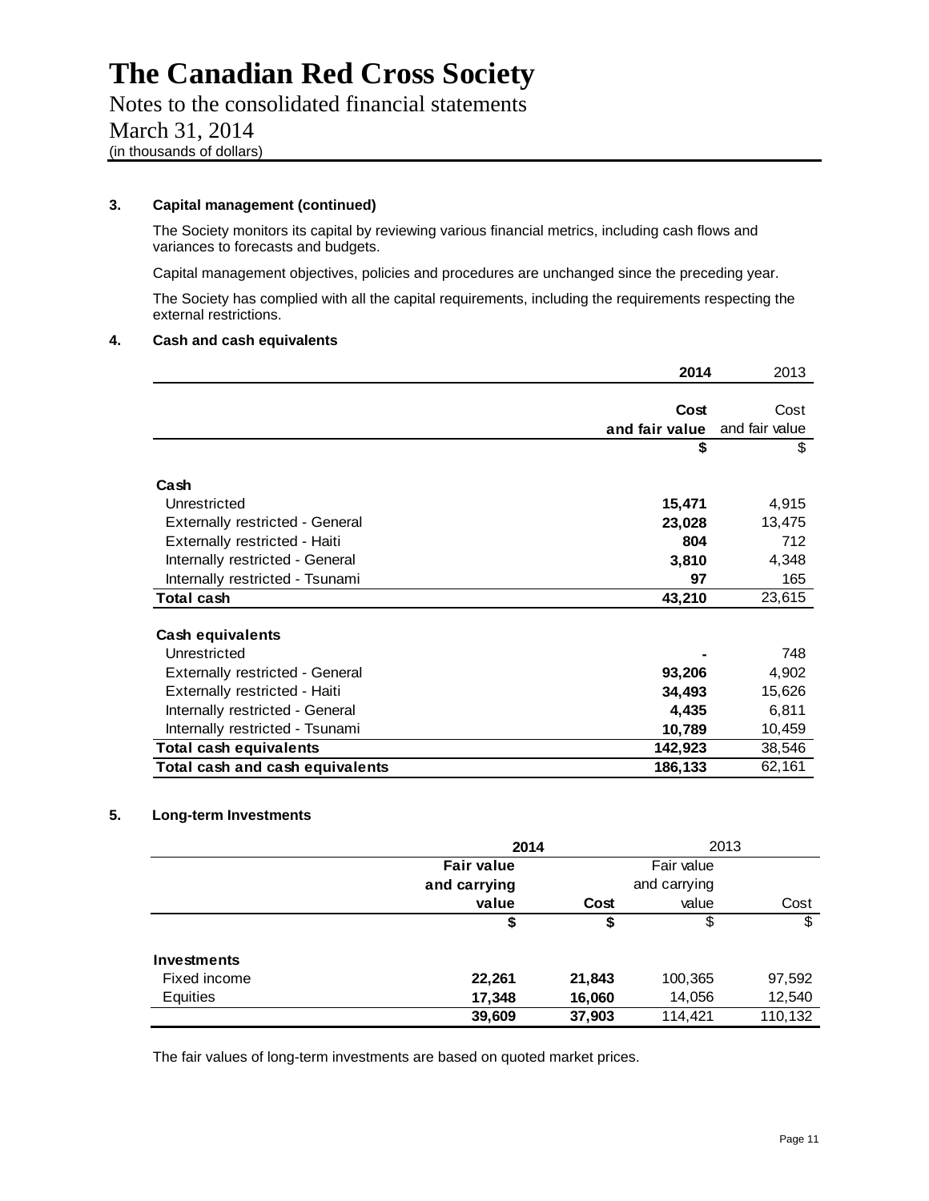# The Canadian Red Cross Society

Notes to the consolidated financial statements

March 31, 2014

(in thousands of dollars)

### 3. Capital management (continued)

The Society monitors its capital by reviewing various financial metrics, including cash flows and variances to forecasts and budgets.

Capital management objectives, policies and procedures are unchanged since the preceding year.

The Society has complied with all the capital requirements, including the requirements respecting the external restrictions.

### 4. Cash and cash equivalents

| | **2014** | 2013 |
|---|---|---|
| | **Cost and fair value** | Cost and fair value |
| | **$** | $ |
| **Cash** | | |
| Unrestricted | **15,471** | 4,915 |
| Externally restricted - General | **23,028** | 13,475 |
| Externally restricted - Haiti | **804** | 712 |
| Internally restricted - General | **3,810** | 4,348 |
| Internally restricted - Tsunami | **97** | 165 |
| **Total cash** | **43,210** | 23,615 |
| **Cash equivalents** | | |
| Unrestricted | **-** | 748 |
| Externally restricted - General | **93,206** | 4,902 |
| Externally restricted - Haiti | **34,493** | 15,626 |
| Internally restricted - General | **4,435** | 6,811 |
| Internally restricted - Tsunami | **10,789** | 10,459 |
| **Total cash equivalents** | **142,923** | 38,546 |
| **Total cash and cash equivalents** | **186,133** | 62,161 |

### 5. Long-term Investments

| | **2014** | | 2013 | |
|---|---|---|---|---|
| | **Fair value and carrying value** | **Cost** | Fair value and carrying value | Cost |
| | **$** | **$** | $ | $ |
| **Investments** | | | | |
| Fixed income | **22,261** | **21,843** | 100,365 | 97,592 |
| Equities | **17,348** | **16,060** | 14,056 | 12,540 |
| | **39,609** | **37,903** | 114,421 | 110,132 |

The fair values of long-term investments are based on quoted market prices.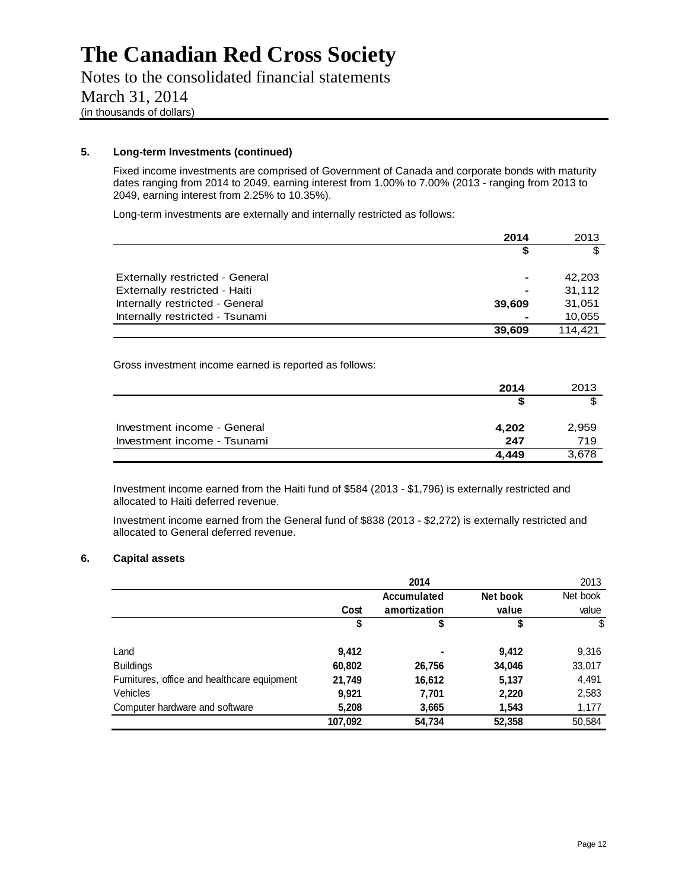# The Canadian Red Cross Society

Notes to the consolidated financial statements

March 31, 2014

(in thousands of dollars)

### 5. Long-term Investments (continued)

Fixed income investments are comprised of Government of Canada and corporate bonds with maturity dates ranging from 2014 to 2049, earning interest from 1.00% to 7.00% (2013 - ranging from 2013 to 2049, earning interest from 2.25% to 10.35%).

Long-term investments are externally and internally restricted as follows:

| | 2014 | 2013 |
|---|---|---|
| | $ | $ |
| Externally restricted - General | - | 42,203 |
| Externally restricted - Haiti | - | 31,112 |
| Internally restricted - General | 39,609 | 31,051 |
| Internally restricted - Tsunami | - | 10,055 |
| | 39,609 | 114,421 |

Gross investment income earned is reported as follows:

| | 2014 | 2013 |
|---|---|---|
| | $ | $ |
| Investment income - General | 4,202 | 2,959 |
| Investment income - Tsunami | 247 | 719 |
| | 4,449 | 3,678 |

Investment income earned from the Haiti fund of $584 (2013 - $1,796) is externally restricted and allocated to Haiti deferred revenue.

Investment income earned from the General fund of $838 (2013 - $2,272) is externally restricted and allocated to General deferred revenue.

### 6. Capital assets

| | 2014 | | | 2013 |
|---|---|---|---|---|
| | Cost | Accumulated amortization | Net book value | Net book value |
| | $ | $ | $ | $ |
| Land | 9,412 | - | 9,412 | 9,316 |
| Buildings | 60,802 | 26,756 | 34,046 | 33,017 |
| Furnitures, office and healthcare equipment | 21,749 | 16,612 | 5,137 | 4,491 |
| Vehicles | 9,921 | 7,701 | 2,220 | 2,583 |
| Computer hardware and software | 5,208 | 3,665 | 1,543 | 1,177 |
| | 107,092 | 54,734 | 52,358 | 50,584 |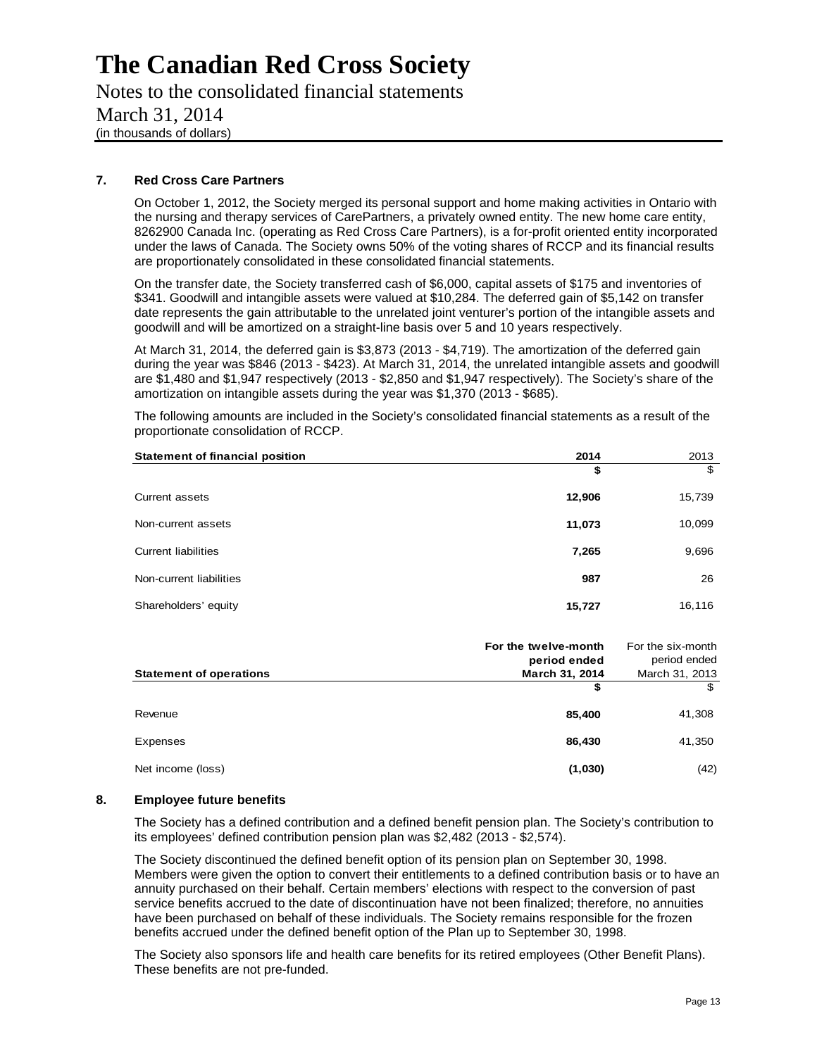## 7. Red Cross Care Partners

On October 1, 2012, the Society merged its personal support and home making activities in Ontario with the nursing and therapy services of CarePartners, a privately owned entity. The new home care entity, 8262900 Canada Inc. (operating as Red Cross Care Partners), is a for-profit oriented entity incorporated under the laws of Canada. The Society owns 50% of the voting shares of RCCP and its financial results are proportionately consolidated in these consolidated financial statements.

On the transfer date, the Society transferred cash of $6,000, capital assets of $175 and inventories of $341. Goodwill and intangible assets were valued at $10,284. The deferred gain of $5,142 on transfer date represents the gain attributable to the unrelated joint venturer's portion of the intangible assets and goodwill and will be amortized on a straight-line basis over 5 and 10 years respectively.

At March 31, 2014, the deferred gain is $3,873 (2013 - $4,719). The amortization of the deferred gain during the year was $846 (2013 - $423). At March 31, 2014, the unrelated intangible assets and goodwill are $1,480 and $1,947 respectively (2013 - $2,850 and $1,947 respectively). The Society's share of the amortization on intangible assets during the year was $1,370 (2013 - $685).

The following amounts are included in the Society's consolidated financial statements as a result of the proportionate consolidation of RCCP.

| Statement of financial position | 2014 | 2013 |
|---|---|---|
| | $ | $ |
| Current assets | **12,906** | 15,739 |
| Non-current assets | **11,073** | 10,099 |
| Current liabilities | **7,265** | 9,696 |
| Non-current liabilities | **987** | 26 |
| Shareholders' equity | **15,727** | 16,116 |

| Statement of operations | For the twelve-month period ended March 31, 2014 | For the six-month period ended March 31, 2013 |
|---|---|---|
| | $ | $ |
| Revenue | **85,400** | 41,308 |
| Expenses | **86,430** | 41,350 |
| Net income (loss) | **(1,030)** | (42) |

## 8. Employee future benefits

The Society has a defined contribution and a defined benefit pension plan. The Society's contribution to its employees' defined contribution pension plan was $2,482 (2013 - $2,574).

The Society discontinued the defined benefit option of its pension plan on September 30, 1998. Members were given the option to convert their entitlements to a defined contribution basis or to have an annuity purchased on their behalf. Certain members' elections with respect to the conversion of past service benefits accrued to the date of discontinuation have not been finalized; therefore, no annuities have been purchased on behalf of these individuals. The Society remains responsible for the frozen benefits accrued under the defined benefit option of the Plan up to September 30, 1998.

The Society also sponsors life and health care benefits for its retired employees (Other Benefit Plans). These benefits are not pre-funded.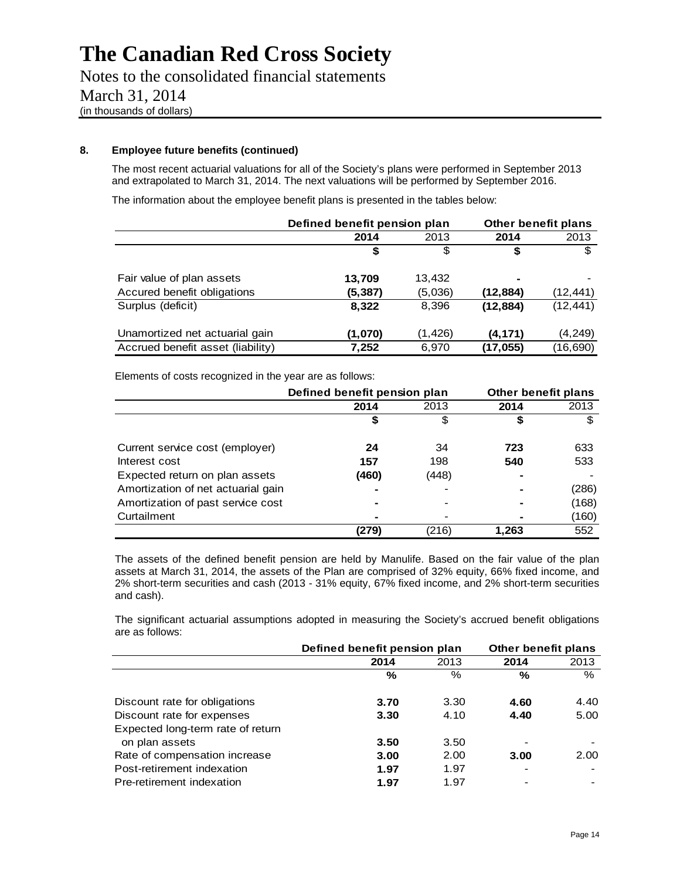# The Canadian Red Cross Society

Notes to the consolidated financial statements
March 31, 2014
(in thousands of dollars)

**8. Employee future benefits (continued)**

The most recent actuarial valuations for all of the Society's plans were performed in September 2013 and extrapolated to March 31, 2014. The next valuations will be performed by September 2016.

The information about the employee benefit plans is presented in the tables below:

| | Defined benefit pension plan | | Other benefit plans | |
|---|---|---|---|---|
| | **2014** | 2013 | **2014** | 2013 |
| | **$** | $ | **$** | $ |
| Fair value of plan assets | **13,709** | 13,432 | **-** | - |
| Accured benefit obligations | **(5,387)** | (5,036) | **(12,884)** | (12,441) |
| Surplus (deficit) | **8,322** | 8,396 | **(12,884)** | (12,441) |
| Unamortized net actuarial gain | **(1,070)** | (1,426) | **(4,171)** | (4,249) |
| Accrued benefit asset (liability) | **7,252** | 6,970 | **(17,055)** | (16,690) |

Elements of costs recognized in the year are as follows:

| | Defined benefit pension plan | | Other benefit plans | |
|---|---|---|---|---|
| | **2014** | 2013 | **2014** | 2013 |
| | **$** | $ | **$** | $ |
| Current service cost (employer) | **24** | 34 | **723** | 633 |
| Interest cost | **157** | 198 | **540** | 533 |
| Expected return on plan assets | **(460)** | (448) | **-** | - |
| Amortization of net actuarial gain | **-** | - | **-** | (286) |
| Amortization of past service cost | **-** | - | **-** | (168) |
| Curtailment | **-** | - | **-** | (160) |
| | **(279)** | (216) | **1,263** | 552 |

The assets of the defined benefit pension are held by Manulife. Based on the fair value of the plan assets at March 31, 2014, the assets of the Plan are comprised of 32% equity, 66% fixed income, and 2% short-term securities and cash (2013 - 31% equity, 67% fixed income, and 2% short-term securities and cash).

The significant actuarial assumptions adopted in measuring the Society's accrued benefit obligations are as follows:

| | Defined benefit pension plan | | Other benefit plans | |
|---|---|---|---|---|
| | **2014** | 2013 | **2014** | 2013 |
| | **%** | % | **%** | % |
| Discount rate for obligations | **3.70** | 3.30 | **4.60** | 4.40 |
| Discount rate for expenses | **3.30** | 4.10 | **4.40** | 5.00 |
| Expected long-term rate of return on plan assets | **3.50** | 3.50 | - | - |
| Rate of compensation increase | **3.00** | 2.00 | **3.00** | 2.00 |
| Post-retirement indexation | **1.97** | 1.97 | - | - |
| Pre-retirement indexation | **1.97** | 1.97 | - | - |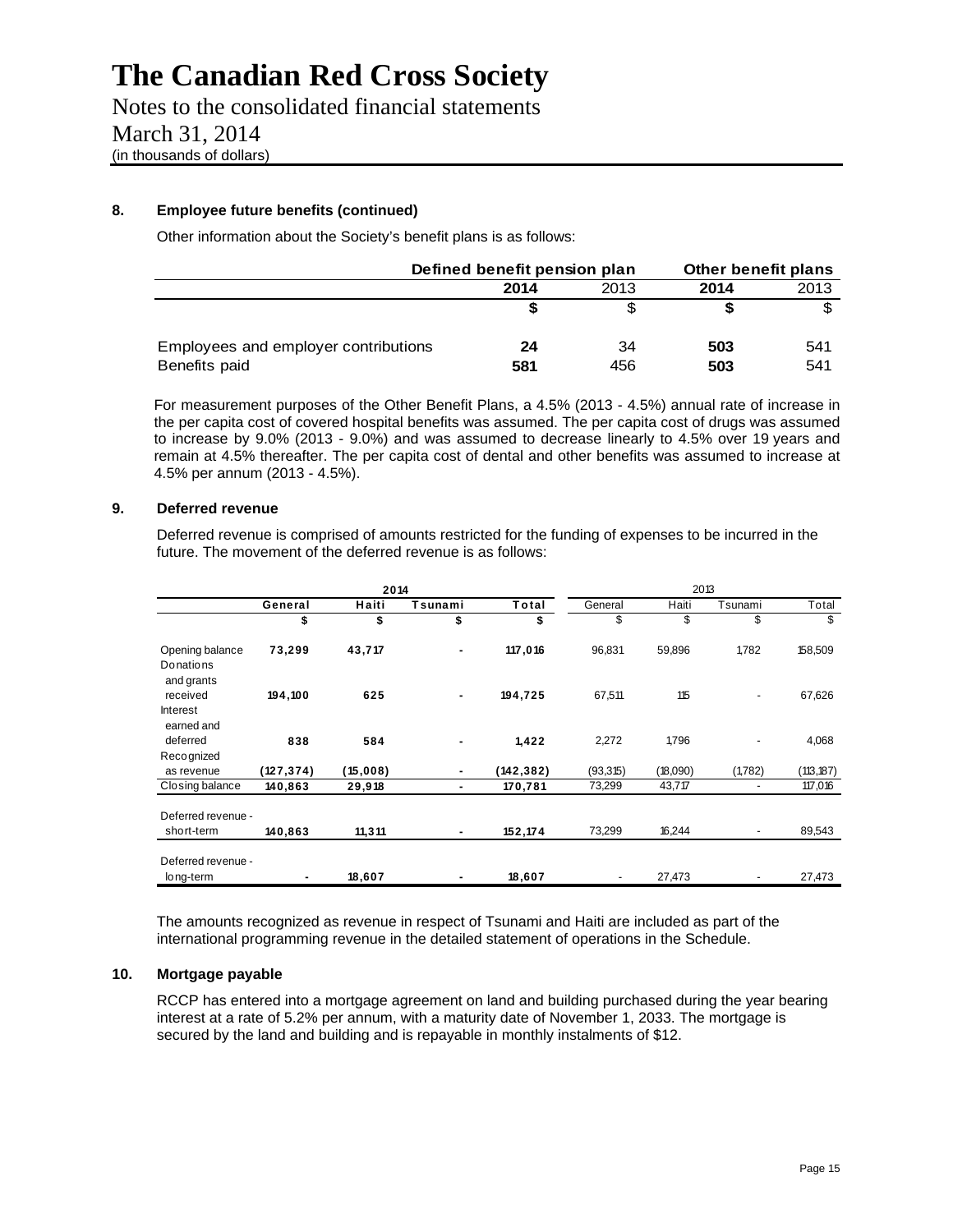# The Canadian Red Cross Society

Notes to the consolidated financial statements

March 31, 2014

(in thousands of dollars)

**8. Employee future benefits (continued)**

Other information about the Society's benefit plans is as follows:

| | Defined benefit pension plan | | Other benefit plans | |
|---|---|---|---|---|
| | **2014** | 2013 | **2014** | 2013 |
| | **$** | $ | **$** | $ |
| Employees and employer contributions | **24** | 34 | **503** | 541 |
| Benefits paid | **581** | 456 | **503** | 541 |

For measurement purposes of the Other Benefit Plans, a 4.5% (2013 - 4.5%) annual rate of increase in the per capita cost of covered hospital benefits was assumed. The per capita cost of drugs was assumed to increase by 9.0% (2013 - 9.0%) and was assumed to decrease linearly to 4.5% over 19 years and remain at 4.5% thereafter. The per capita cost of dental and other benefits was assumed to increase at 4.5% per annum (2013 - 4.5%).

**9. Deferred revenue**

Deferred revenue is comprised of amounts restricted for the funding of expenses to be incurred in the future. The movement of the deferred revenue is as follows:

| | 2014 | | | | 2013 | | | |
|---|---|---|---|---|---|---|---|---|
| | **General** | **Haiti** | **Tsunami** | **Total** | General | Haiti | Tsunami | Total |
| | **$** | **$** | **$** | **$** | $ | $ | $ | $ |
| Opening balance | **73,299** | **43,717** | **-** | **117,016** | 96,831 | 59,896 | 1,782 | 158,509 |
| Donations and grants received | **194,100** | **625** | **-** | **194,725** | 67,511 | 115 | - | 67,626 |
| Interest earned and deferred | **838** | **584** | **-** | **1,422** | 2,272 | 1,796 | - | 4,068 |
| Recognized as revenue | **(127,374)** | **(15,008)** | **-** | **(142,382)** | (93,315) | (18,090) | (1,782) | (113,187) |
| Closing balance | **140,863** | **29,918** | **-** | **170,781** | 73,299 | 43,717 | - | 117,016 |
| Deferred revenue - short-term | **140,863** | **11,311** | **-** | **152,174** | 73,299 | 16,244 | - | 89,543 |
| Deferred revenue - long-term | **-** | **18,607** | **-** | **18,607** | - | 27,473 | - | 27,473 |

The amounts recognized as revenue in respect of Tsunami and Haiti are included as part of the international programming revenue in the detailed statement of operations in the Schedule.

**10. Mortgage payable**

RCCP has entered into a mortgage agreement on land and building purchased during the year bearing interest at a rate of 5.2% per annum, with a maturity date of November 1, 2033. The mortgage is secured by the land and building and is repayable in monthly instalments of $12.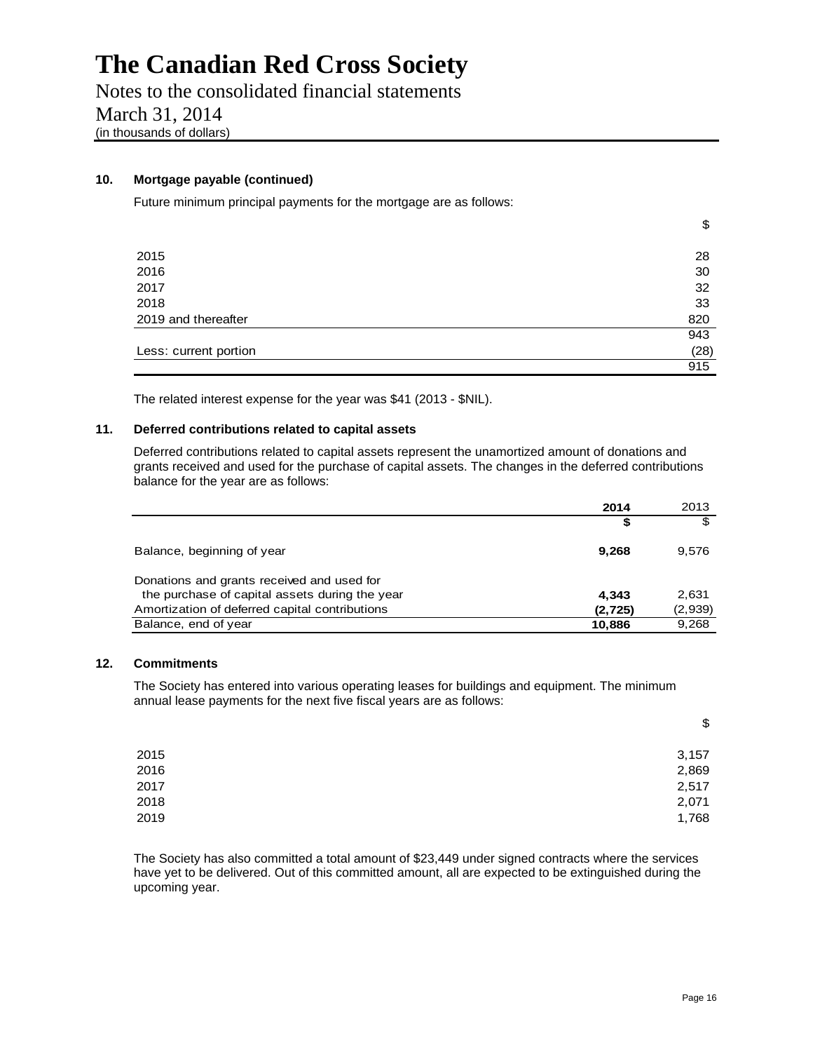# The Canadian Red Cross Society

Notes to the consolidated financial statements

March 31, 2014

(in thousands of dollars)

## 10. Mortgage payable (continued)

Future minimum principal payments for the mortgage are as follows:

| | $ |
|---|---|
| 2015 | 28 |
| 2016 | 30 |
| 2017 | 32 |
| 2018 | 33 |
| 2019 and thereafter | 820 |
| | 943 |
| Less: current portion | (28) |
| | 915 |

The related interest expense for the year was $41 (2013 - $NIL).

## 11. Deferred contributions related to capital assets

Deferred contributions related to capital assets represent the unamortized amount of donations and grants received and used for the purchase of capital assets. The changes in the deferred contributions balance for the year are as follows:

| | **2014** | 2013 |
|---|---|---|
| | **$** | $ |
| Balance, beginning of year | **9,268** | 9,576 |
| Donations and grants received and used for the purchase of capital assets during the year | **4,343** | 2,631 |
| Amortization of deferred capital contributions | **(2,725)** | (2,939) |
| Balance, end of year | **10,886** | 9,268 |

## 12. Commitments

The Society has entered into various operating leases for buildings and equipment. The minimum annual lease payments for the next five fiscal years are as follows:

| | $ |
|---|---|
| 2015 | 3,157 |
| 2016 | 2,869 |
| 2017 | 2,517 |
| 2018 | 2,071 |
| 2019 | 1,768 |

The Society has also committed a total amount of $23,449 under signed contracts where the services have yet to be delivered. Out of this committed amount, all are expected to be extinguished during the upcoming year.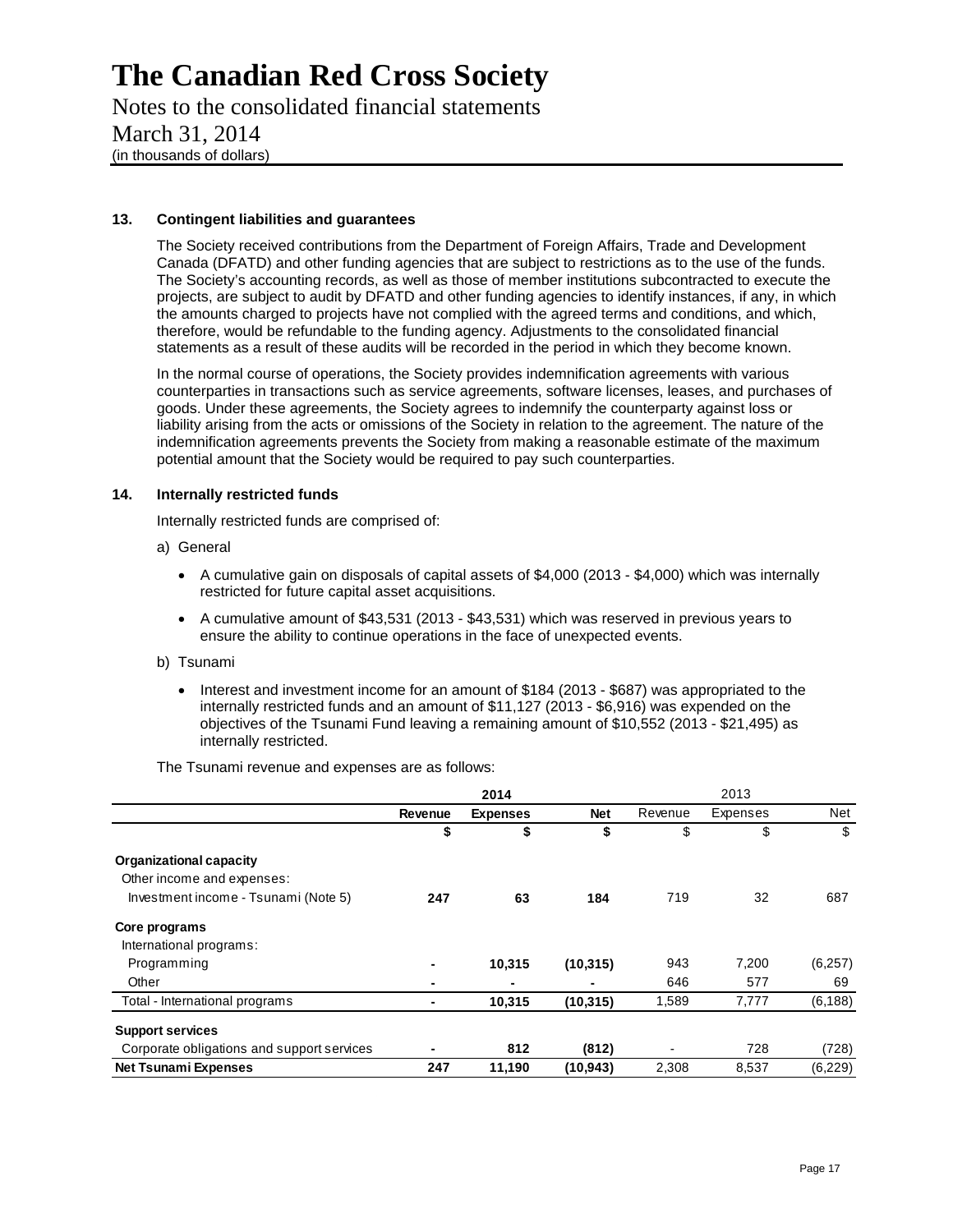# The Canadian Red Cross Society

Notes to the consolidated financial statements
March 31, 2014
(in thousands of dollars)

### 13. Contingent liabilities and guarantees

The Society received contributions from the Department of Foreign Affairs, Trade and Development Canada (DFATD) and other funding agencies that are subject to restrictions as to the use of the funds. The Society's accounting records, as well as those of member institutions subcontracted to execute the projects, are subject to audit by DFATD and other funding agencies to identify instances, if any, in which the amounts charged to projects have not complied with the agreed terms and conditions, and which, therefore, would be refundable to the funding agency. Adjustments to the consolidated financial statements as a result of these audits will be recorded in the period in which they become known.

In the normal course of operations, the Society provides indemnification agreements with various counterparties in transactions such as service agreements, software licenses, leases, and purchases of goods. Under these agreements, the Society agrees to indemnify the counterparty against loss or liability arising from the acts or omissions of the Society in relation to the agreement. The nature of the indemnification agreements prevents the Society from making a reasonable estimate of the maximum potential amount that the Society would be required to pay such counterparties.

### 14. Internally restricted funds

Internally restricted funds are comprised of:

a) General

- A cumulative gain on disposals of capital assets of $4,000 (2013 - $4,000) which was internally restricted for future capital asset acquisitions.
- A cumulative amount of $43,531 (2013 - $43,531) which was reserved in previous years to ensure the ability to continue operations in the face of unexpected events.

b) Tsunami

- Interest and investment income for an amount of $184 (2013 - $687) was appropriated to the internally restricted funds and an amount of $11,127 (2013 - $6,916) was expended on the objectives of the Tsunami Fund leaving a remaining amount of $10,552 (2013 - $21,495) as internally restricted.

The Tsunami revenue and expenses are as follows:

| | **2014** | | | 2013 | | |
|---|---|---|---|---|---|---|
| | **Revenue** | **Expenses** | **Net** | Revenue | Expenses | Net |
| | **$** | **$** | **$** | $ | $ | $ |
| **Organizational capacity** | | | | | | |
| Other income and expenses: | | | | | | |
| Investment income - Tsunami (Note 5) | **247** | **63** | **184** | 719 | 32 | 687 |
| **Core programs** | | | | | | |
| International programs: | | | | | | |
| Programming | **-** | **10,315** | **(10,315)** | 943 | 7,200 | (6,257) |
| Other | **-** | **-** | **-** | 646 | 577 | 69 |
| Total - International programs | **-** | **10,315** | **(10,315)** | 1,589 | 7,777 | (6,188) |
| **Support services** | | | | | | |
| Corporate obligations and support services | **-** | **812** | **(812)** | - | 728 | (728) |
| **Net Tsunami Expenses** | **247** | **11,190** | **(10,943)** | 2,308 | 8,537 | (6,229) |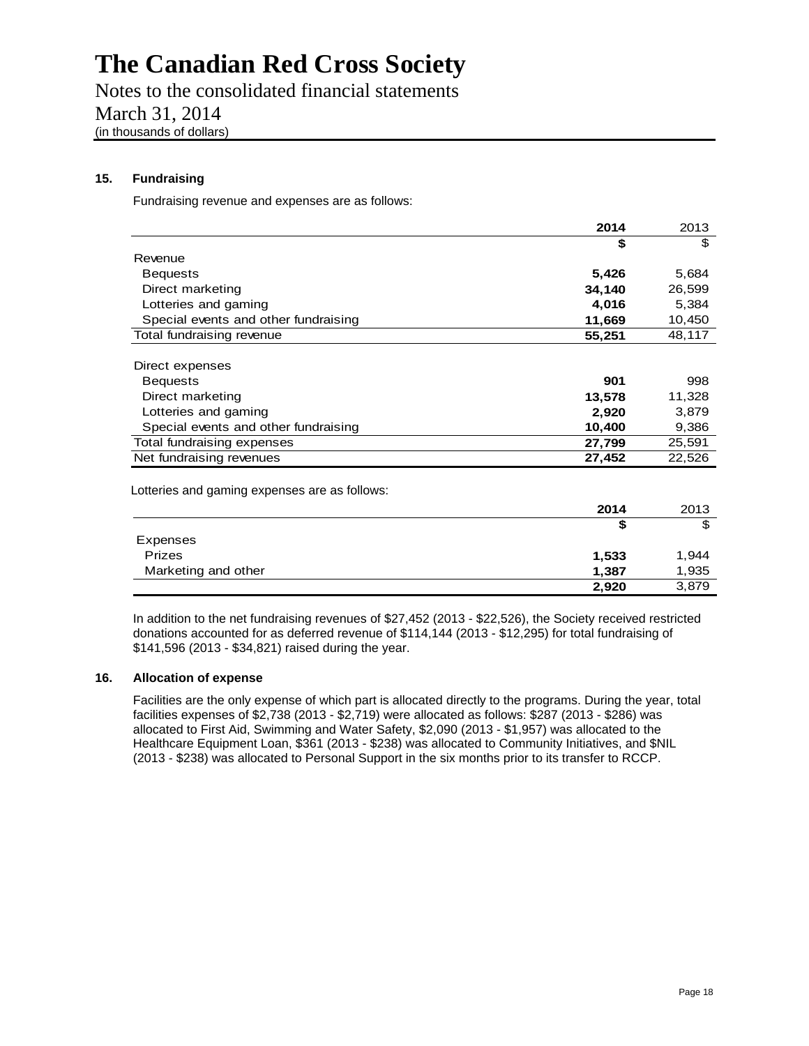# The Canadian Red Cross Society

Notes to the consolidated financial statements

March 31, 2014

(in thousands of dollars)

## 15. Fundraising

Fundraising revenue and expenses are as follows:

| | **2014** | 2013 |
|---|---|---|
| | **$** | $ |
| Revenue | | |
| Bequests | **5,426** | 5,684 |
| Direct marketing | **34,140** | 26,599 |
| Lotteries and gaming | **4,016** | 5,384 |
| Special events and other fundraising | **11,669** | 10,450 |
| Total fundraising revenue | **55,251** | 48,117 |
| | | |
| Direct expenses | | |
| Bequests | **901** | 998 |
| Direct marketing | **13,578** | 11,328 |
| Lotteries and gaming | **2,920** | 3,879 |
| Special events and other fundraising | **10,400** | 9,386 |
| Total fundraising expenses | **27,799** | 25,591 |
| Net fundraising revenues | **27,452** | 22,526 |

Lotteries and gaming expenses are as follows:

| | **2014** | 2013 |
|---|---|---|
| | **$** | $ |
| Expenses | | |
| Prizes | **1,533** | 1,944 |
| Marketing and other | **1,387** | 1,935 |
| | **2,920** | 3,879 |

In addition to the net fundraising revenues of $27,452 (2013 - $22,526), the Society received restricted donations accounted for as deferred revenue of $114,144 (2013 - $12,295) for total fundraising of $141,596 (2013 - $34,821) raised during the year.

## 16. Allocation of expense

Facilities are the only expense of which part is allocated directly to the programs. During the year, total facilities expenses of $2,738 (2013 - $2,719) were allocated as follows: $287 (2013 - $286) was allocated to First Aid, Swimming and Water Safety, $2,090 (2013 - $1,957) was allocated to the Healthcare Equipment Loan, $361 (2013 - $238) was allocated to Community Initiatives, and $NIL (2013 - $238) was allocated to Personal Support in the six months prior to its transfer to RCCP.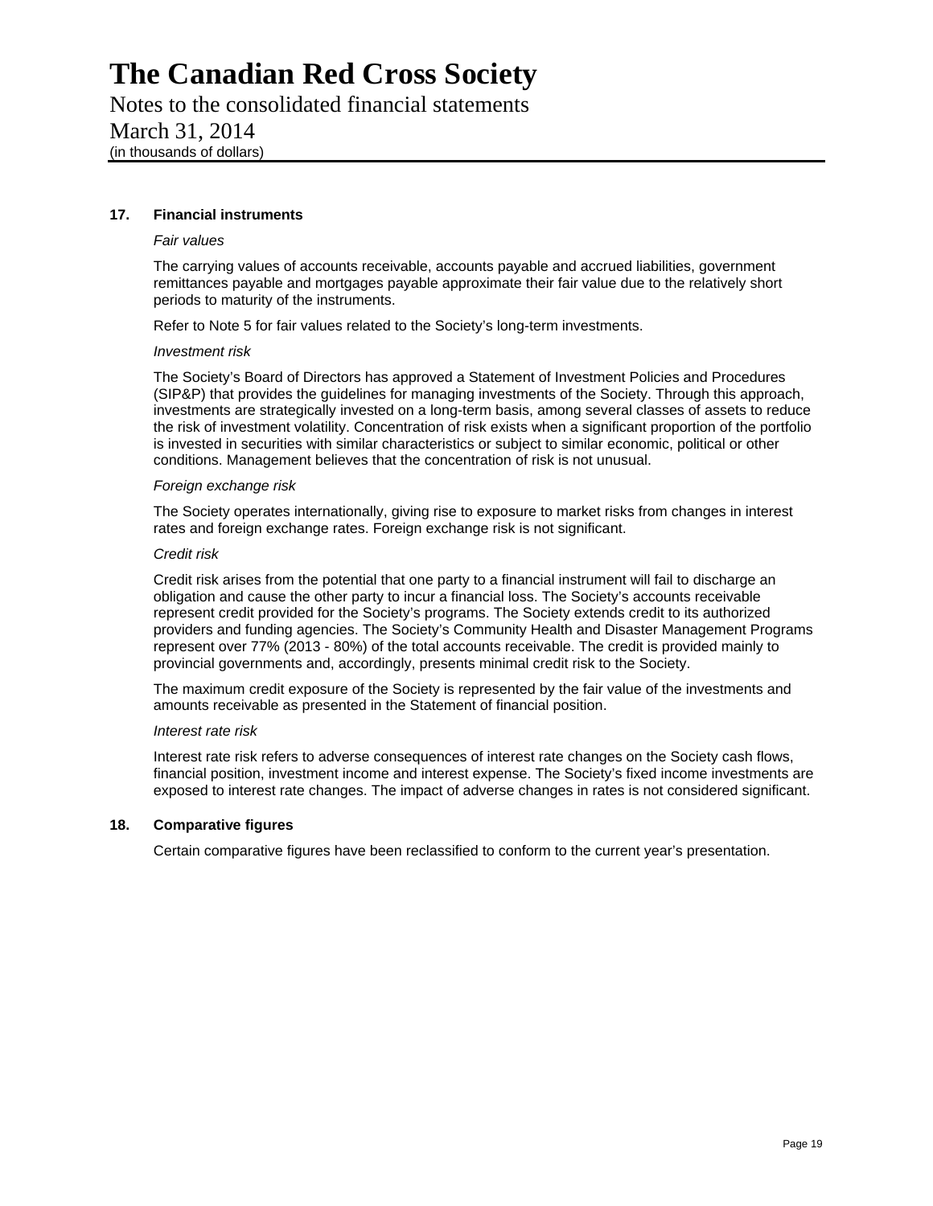## 17. Financial instruments

*Fair values*

The carrying values of accounts receivable, accounts payable and accrued liabilities, government remittances payable and mortgages payable approximate their fair value due to the relatively short periods to maturity of the instruments.

Refer to Note 5 for fair values related to the Society's long-term investments.

*Investment risk*

The Society's Board of Directors has approved a Statement of Investment Policies and Procedures (SIP&P) that provides the guidelines for managing investments of the Society. Through this approach, investments are strategically invested on a long-term basis, among several classes of assets to reduce the risk of investment volatility. Concentration of risk exists when a significant proportion of the portfolio is invested in securities with similar characteristics or subject to similar economic, political or other conditions. Management believes that the concentration of risk is not unusual.

*Foreign exchange risk*

The Society operates internationally, giving rise to exposure to market risks from changes in interest rates and foreign exchange rates. Foreign exchange risk is not significant.

*Credit risk*

Credit risk arises from the potential that one party to a financial instrument will fail to discharge an obligation and cause the other party to incur a financial loss. The Society's accounts receivable represent credit provided for the Society's programs. The Society extends credit to its authorized providers and funding agencies. The Society's Community Health and Disaster Management Programs represent over 77% (2013 - 80%) of the total accounts receivable. The credit is provided mainly to provincial governments and, accordingly, presents minimal credit risk to the Society.

The maximum credit exposure of the Society is represented by the fair value of the investments and amounts receivable as presented in the Statement of financial position.

*Interest rate risk*

Interest rate risk refers to adverse consequences of interest rate changes on the Society cash flows, financial position, investment income and interest expense. The Society's fixed income investments are exposed to interest rate changes. The impact of adverse changes in rates is not considered significant.

## 18. Comparative figures

Certain comparative figures have been reclassified to conform to the current year's presentation.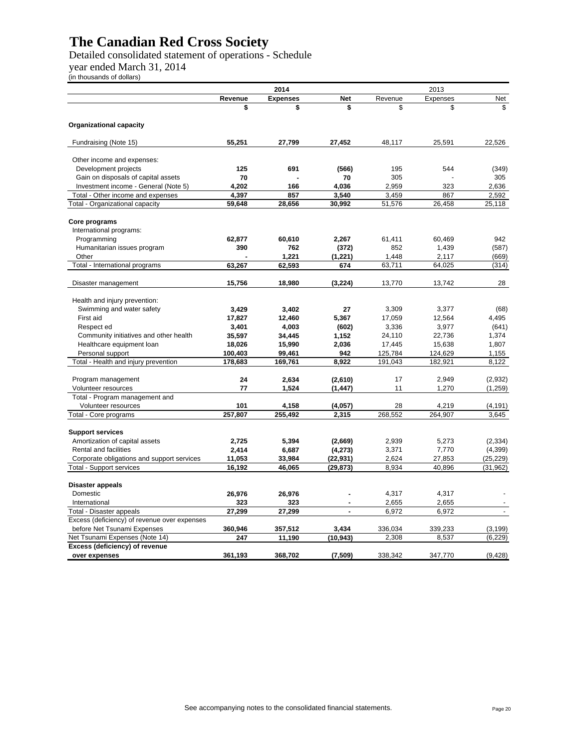# The Canadian Red Cross Society

Detailed consolidated statement of operations - Schedule

year ended March 31, 2014

(in thousands of dollars)

| | 2014 | | | 2013 | | |
|---|---|---|---|---|---|---|
| | **Revenue** | **Expenses** | **Net** | Revenue | Expenses | Net |
| | **$** | **$** | **$** | $ | $ | $ |
| **Organizational capacity** | | | | | | |
| Fundraising (Note 15) | **55,251** | **27,799** | **27,452** | 48,117 | 25,591 | 22,526 |
| Other income and expenses: | | | | | | |
| Development projects | **125** | **691** | **(566)** | 195 | 544 | (349) |
| Gain on disposals of capital assets | **70** | **-** | **70** | 305 | - | 305 |
| Investment income - General (Note 5) | **4,202** | **166** | **4,036** | 2,959 | 323 | 2,636 |
| Total - Other income and expenses | **4,397** | **857** | **3,540** | 3,459 | 867 | 2,592 |
| Total - Organizational capacity | **59,648** | **28,656** | **30,992** | 51,576 | 26,458 | 25,118 |
| **Core programs** | | | | | | |
| International programs: | | | | | | |
| Programming | **62,877** | **60,610** | **2,267** | 61,411 | 60,469 | 942 |
| Humanitarian issues program | **390** | **762** | **(372)** | 852 | 1,439 | (587) |
| Other | **-** | **1,221** | **(1,221)** | 1,448 | 2,117 | (669) |
| Total - International programs | **63,267** | **62,593** | **674** | 63,711 | 64,025 | (314) |
| Disaster management | **15,756** | **18,980** | **(3,224)** | 13,770 | 13,742 | 28 |
| Health and injury prevention: | | | | | | |
| Swimming and water safety | **3,429** | **3,402** | **27** | 3,309 | 3,377 | (68) |
| First aid | **17,827** | **12,460** | **5,367** | 17,059 | 12,564 | 4,495 |
| Respect ed | **3,401** | **4,003** | **(602)** | 3,336 | 3,977 | (641) |
| Community initiatives and other health | **35,597** | **34,445** | **1,152** | 24,110 | 22,736 | 1,374 |
| Healthcare equipment loan | **18,026** | **15,990** | **2,036** | 17,445 | 15,638 | 1,807 |
| Personal support | **100,403** | **99,461** | **942** | 125,784 | 124,629 | 1,155 |
| Total - Health and injury prevention | **178,683** | **169,761** | **8,922** | 191,043 | 182,921 | 8,122 |
| Program management | **24** | **2,634** | **(2,610)** | 17 | 2,949 | (2,932) |
| Volunteer resources | **77** | **1,524** | **(1,447)** | 11 | 1,270 | (1,259) |
| Total - Program management and Volunteer resources | **101** | **4,158** | **(4,057)** | 28 | 4,219 | (4,191) |
| Total - Core programs | **257,807** | **255,492** | **2,315** | 268,552 | 264,907 | 3,645 |
| **Support services** | | | | | | |
| Amortization of capital assets | **2,725** | **5,394** | **(2,669)** | 2,939 | 5,273 | (2,334) |
| Rental and facilities | **2,414** | **6,687** | **(4,273)** | 3,371 | 7,770 | (4,399) |
| Corporate obligations and support services | **11,053** | **33,984** | **(22,931)** | 2,624 | 27,853 | (25,229) |
| Total - Support services | **16,192** | **46,065** | **(29,873)** | 8,934 | 40,896 | (31,962) |
| **Disaster appeals** | | | | | | |
| Domestic | **26,976** | **26,976** | **-** | 4,317 | 4,317 | - |
| International | **323** | **323** | **-** | 2,655 | 2,655 | - |
| Total - Disaster appeals | **27,299** | **27,299** | **-** | 6,972 | 6,972 | - |
| Excess (deficiency) of revenue over expenses before Net Tsunami Expenses | **360,946** | **357,512** | **3,434** | 336,034 | 339,233 | (3,199) |
| Net Tsunami Expenses (Note 14) | **247** | **11,190** | **(10,943)** | 2,308 | 8,537 | (6,229) |
| **Excess (deficiency) of revenue over expenses** | **361,193** | **368,702** | **(7,509)** | 338,342 | 347,770 | (9,428) |

See accompanying notes to the consolidated financial statements.